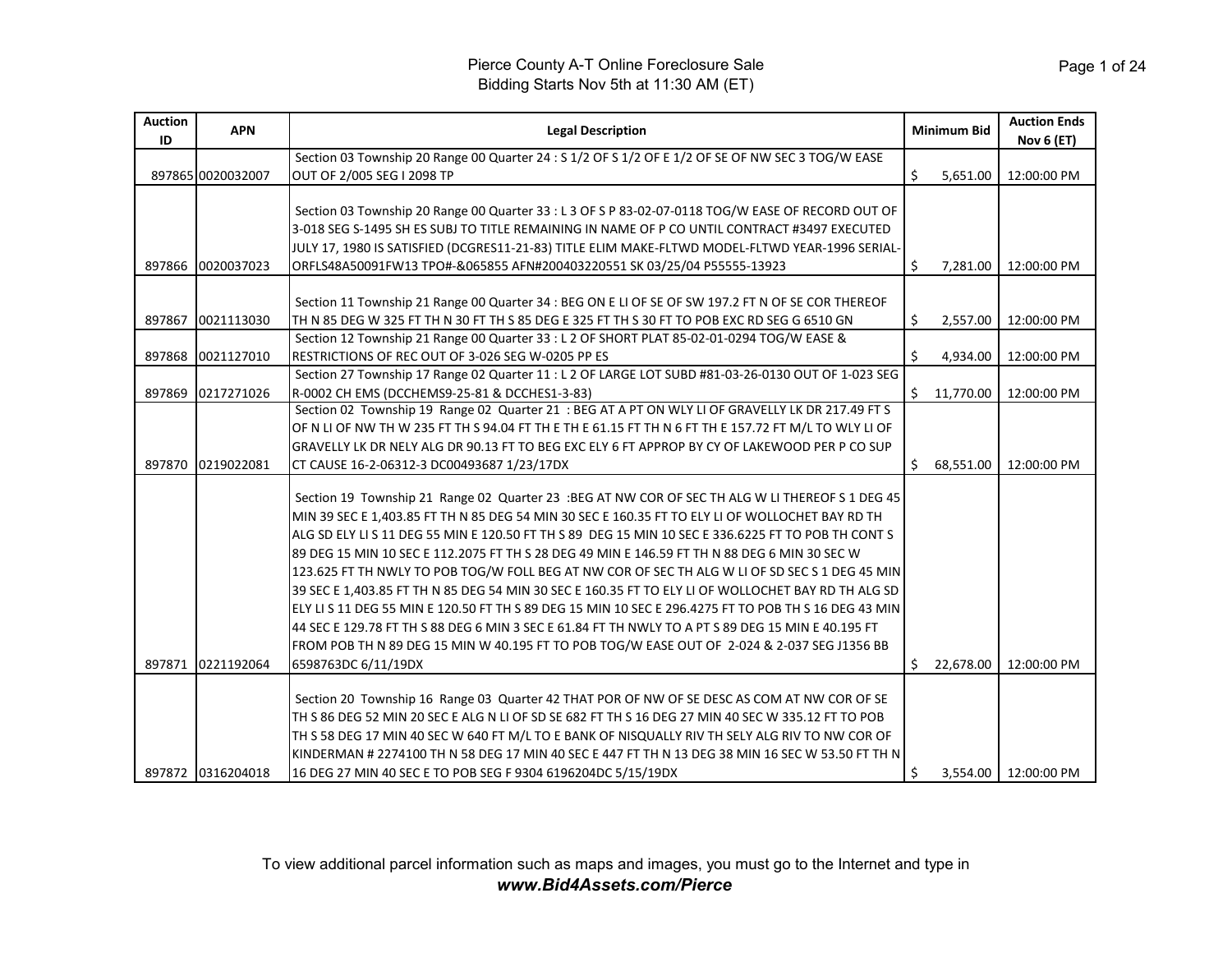# Pierce County A-T Online Foreclosure Sale

Bidding Starts Nov 5th at 11:30 AM (ET)

| Auction ID | APN | Legal Description | Minimum Bid | Auction Ends Nov 6 (ET) |
|---|---|---|---|---|
| 897865 | 0020032007 | Section 03 Township 20 Range 00 Quarter 24 : S 1/2 OF S 1/2 OF E 1/2 OF SE OF NW SEC 3 TOG/W EASE OUT OF 2/005 SEG I 2098 TP | $ 5,651.00 | 12:00:00 PM |
| 897866 | 0020037023 | Section 03 Township 20 Range 00 Quarter 33 : L 3 OF S P 83-02-07-0118 TOG/W EASE OF RECORD OUT OF 3-018 SEG S-1495 SH ES SUBJ TO TITLE REMAINING IN NAME OF P CO UNTIL CONTRACT #3497 EXECUTED JULY 17, 1980 IS SATISFIED (DCGRES11-21-83) TITLE ELIM MAKE-FLTWD MODEL-FLTWD YEAR-1996 SERIAL-ORFLS48A50091FW13 TPO#-&065855 AFN#200403220551 SK 03/25/04 P55555-13923 | $ 7,281.00 | 12:00:00 PM |
| 897867 | 0021113030 | Section 11 Township 21 Range 00 Quarter 34 : BEG ON E LI OF SE OF SW 197.2 FT N OF SE COR THEREOF TH N 85 DEG W 325 FT TH N 30 FT TH S 85 DEG E 325 FT TH S 30 FT TO POB EXC RD SEG G 6510 GN | $ 2,557.00 | 12:00:00 PM |
| 897868 | 0021127010 | Section 12 Township 21 Range 00 Quarter 33 : L 2 OF SHORT PLAT 85-02-01-0294 TOG/W EASE & RESTRICTIONS OF REC OUT OF 3-026 SEG W-0205 PP ES | $ 4,934.00 | 12:00:00 PM |
| 897869 | 0217271026 | Section 27 Township 17 Range 02 Quarter 11 : L 2 OF LARGE LOT SUBD #81-03-26-0130 OUT OF 1-023 SEG R-0002 CH EMS (DCCHEMS9-25-81 & DCCHES1-3-83) | $ 11,770.00 | 12:00:00 PM |
| 897870 | 0219022081 | Section 02 Township 19 Range 02 Quarter 21 : BEG AT A PT ON WLY LI OF GRAVELLY LK DR 217.49 FT S OF N LI OF NW TH W 235 FT TH S 94.04 FT TH E TH E 61.15 FT TH N 6 FT TH E 157.72 FT M/L TO WLY LI OF GRAVELLY LK DR NELY ALG DR 90.13 FT TO BEG EXC ELY 6 FT APPROP BY CY OF LAKEWOOD PER P CO SUP CT CAUSE 16-2-06312-3 DC00493687 1/23/17DX | $ 68,551.00 | 12:00:00 PM |
| 897871 | 0221192064 | Section 19 Township 21 Range 02 Quarter 23 :BEG AT NW COR OF SEC TH ALG W LI THEREOF S 1 DEG 45 MIN 39 SEC E 1,403.85 FT TH N 85 DEG 54 MIN 30 SEC E 160.35 FT TO ELY LI OF WOLLOCHET BAY RD TH ALG SD ELY LI S 11 DEG 55 MIN E 120.50 FT TH S 89 DEG 15 MIN 10 SEC E 336.6225 FT TO POB TH CONT S 89 DEG 15 MIN 10 SEC E 112.2075 FT TH S 28 DEG 49 MIN E 146.59 FT TH N 88 DEG 6 MIN 30 SEC W 123.625 FT TH NWLY TO POB TOG/W FOLL BEG AT NW COR OF SEC TH ALG W LI OF SD SEC S 1 DEG 45 MIN 39 SEC E 1,403.85 FT TH N 85 DEG 54 MIN 30 SEC E 160.35 FT TO ELY LI OF WOLLOCHET BAY RD TH ALG SD ELY LI S 11 DEG 55 MIN E 120.50 FT TH S 89 DEG 15 MIN 10 SEC E 296.4275 FT TO POB TH S 16 DEG 43 MIN 44 SEC E 129.78 FT TH S 88 DEG 6 MIN 3 SEC E 61.84 FT TH NWLY TO A PT S 89 DEG 15 MIN E 40.195 FT FROM POB TH N 89 DEG 15 MIN W 40.195 FT TO POB TOG/W EASE OUT OF 2-024 & 2-037 SEG J1356 BB 6598763DC 6/11/19DX | $ 22,678.00 | 12:00:00 PM |
| 897872 | 0316204018 | Section 20 Township 16 Range 03 Quarter 42 THAT POR OF NW OF SE DESC AS COM AT NW COR OF SE TH S 86 DEG 52 MIN 20 SEC E ALG N LI OF SD SE 682 FT TH S 16 DEG 27 MIN 40 SEC W 335.12 FT TO POB TH S 58 DEG 17 MIN 40 SEC W 640 FT M/L TO E BANK OF NISQUALLY RIV TH SELY ALG RIV TO NW COR OF KINDERMAN # 2274100 TH N 58 DEG 17 MIN 40 SEC E 447 FT TH N 13 DEG 38 MIN 16 SEC W 53.50 FT TH N 16 DEG 27 MIN 40 SEC E TO POB SEG F 9304 6196204DC 5/15/19DX | $ 3,554.00 | 12:00:00 PM |

To view additional parcel information such as maps and images, you must go to the Internet and type in ***www.Bid4Assets.com/Pierce***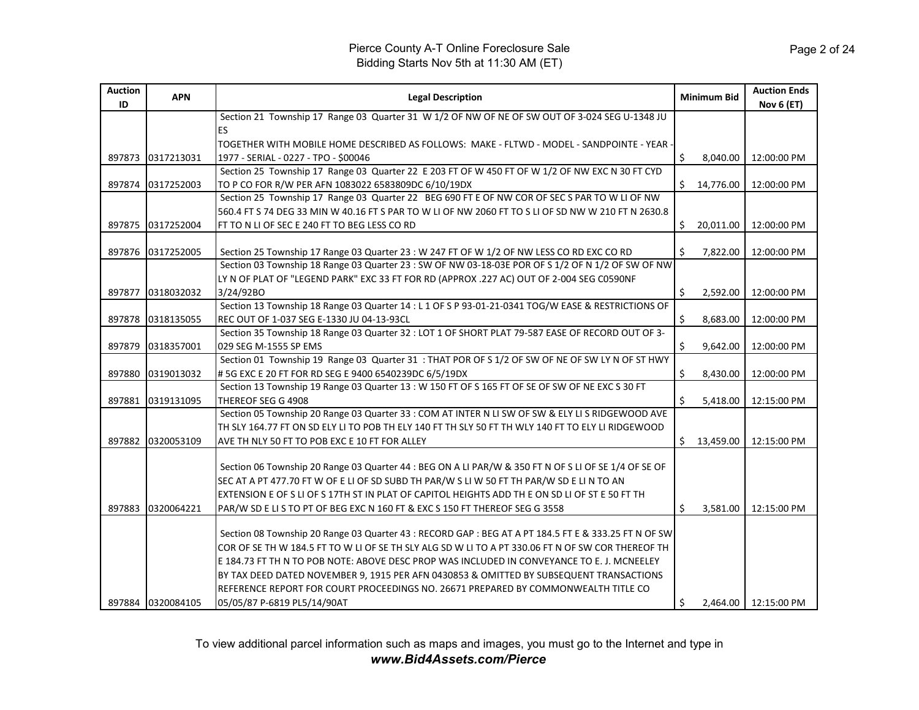Pierce County A-T Online Foreclosure Sale
Bidding Starts Nov 5th at 11:30 AM (ET)

| Auction ID | APN | Legal Description | Minimum Bid | Auction Ends Nov 6 (ET) |
|---|---|---|---|---|
| 897873 | 0317213031 | Section 21 Township 17 Range 03 Quarter 31 W 1/2 OF NW OF NE OF SW OUT OF 3-024 SEG U-1348 JU ES TOGETHER WITH MOBILE HOME DESCRIBED AS FOLLOWS: MAKE - FLTWD - MODEL - SANDPOINTE - YEAR - 1977 - SERIAL - 0227 - TPO - $00046 | $ 8,040.00 | 12:00:00 PM |
| 897874 | 0317252003 | Section 25 Township 17 Range 03 Quarter 22 E 203 FT OF W 450 FT OF W 1/2 OF NW EXC N 30 FT CYD TO P CO FOR R/W PER AFN 1083022 6583809DC 6/10/19DX | $ 14,776.00 | 12:00:00 PM |
| 897875 | 0317252004 | Section 25 Township 17 Range 03 Quarter 22 BEG 690 FT E OF NW COR OF SEC S PAR TO W LI OF NW 560.4 FT S 74 DEG 33 MIN W 40.16 FT S PAR TO W LI OF NW 2060 FT TO S LI OF SD NW W 210 FT N 2630.8 FT TO N LI OF SEC E 240 FT TO BEG LESS CO RD | $ 20,011.00 | 12:00:00 PM |
| 897876 | 0317252005 | Section 25 Township 17 Range 03 Quarter 23 : W 247 FT OF W 1/2 OF NW LESS CO RD EXC CO RD | $ 7,822.00 | 12:00:00 PM |
| 897877 | 0318032032 | Section 03 Township 18 Range 03 Quarter 23 : SW OF NW 03-18-03E POR OF S 1/2 OF N 1/2 OF SW OF NW LY N OF PLAT OF "LEGEND PARK" EXC 33 FT FOR RD (APPROX .227 AC) OUT OF 2-004 SEG C0590NF 3/24/92BO | $ 2,592.00 | 12:00:00 PM |
| 897878 | 0318135055 | Section 13 Township 18 Range 03 Quarter 14 : L 1 OF S P 93-01-21-0341 TOG/W EASE & RESTRICTIONS OF REC OUT OF 1-037 SEG E-1330 JU 04-13-93CL | $ 8,683.00 | 12:00:00 PM |
| 897879 | 0318357001 | Section 35 Township 18 Range 03 Quarter 32 : LOT 1 OF SHORT PLAT 79-587 EASE OF RECORD OUT OF 3-029 SEG M-1555 SP EMS | $ 9,642.00 | 12:00:00 PM |
| 897880 | 0319013032 | Section 01 Township 19 Range 03 Quarter 31 : THAT POR OF S 1/2 OF SW OF NE OF SW LY N OF ST HWY # 5G EXC E 20 FT FOR RD SEG E 9400 6540239DC 6/5/19DX | $ 8,430.00 | 12:00:00 PM |
| 897881 | 0319131095 | Section 13 Township 19 Range 03 Quarter 13 : W 150 FT OF S 165 FT OF SE OF SW OF NE EXC S 30 FT THEREOF SEG G 4908 | $ 5,418.00 | 12:15:00 PM |
| 897882 | 0320053109 | Section 05 Township 20 Range 03 Quarter 33 : COM AT INTER N LI SW OF SW & ELY LI S RIDGEWOOD AVE TH SLY 164.77 FT ON SD ELY LI TO POB TH ELY 140 FT TH SLY 50 FT TH WLY 140 FT TO ELY LI RIDGEWOOD AVE TH NLY 50 FT TO POB EXC E 10 FT FOR ALLEY | $ 13,459.00 | 12:15:00 PM |
| 897883 | 0320064221 | Section 06 Township 20 Range 03 Quarter 44 : BEG ON A LI PAR/W & 350 FT N OF S LI OF SE 1/4 OF SE OF SEC AT A PT 477.70 FT W OF E LI OF SD SUBD TH PAR/W S LI W 50 FT TH PAR/W SD E LI N TO AN EXTENSION E OF S LI OF S 17TH ST IN PLAT OF CAPITOL HEIGHTS ADD TH E ON SD LI OF ST E 50 FT TH PAR/W SD E LI S TO PT OF BEG EXC N 160 FT & EXC S 150 FT THEREOF SEG G 3558 | $ 3,581.00 | 12:15:00 PM |
| 897884 | 0320084105 | Section 08 Township 20 Range 03 Quarter 43 : RECORD GAP : BEG AT A PT 184.5 FT E & 333.25 FT N OF SW COR OF SE TH W 184.5 FT TO W LI OF SE TH SLY ALG SD W LI TO A PT 330.06 FT N OF SW COR THEREOF TH E 184.73 FT TH N TO POB NOTE: ABOVE DESC PROP WAS INCLUDED IN CONVEYANCE TO E. J. MCNEELEY BY TAX DEED DATED NOVEMBER 9, 1915 PER AFN 0430853 & OMITTED BY SUBSEQUENT TRANSACTIONS REFERENCE REPORT FOR COURT PROCEEDINGS NO. 26671 PREPARED BY COMMONWEALTH TITLE CO 05/05/87 P-6819 PL5/14/90AT | $ 2,464.00 | 12:15:00 PM |

To view additional parcel information such as maps and images, you must go to the Internet and type in ***www.Bid4Assets.com/Pierce***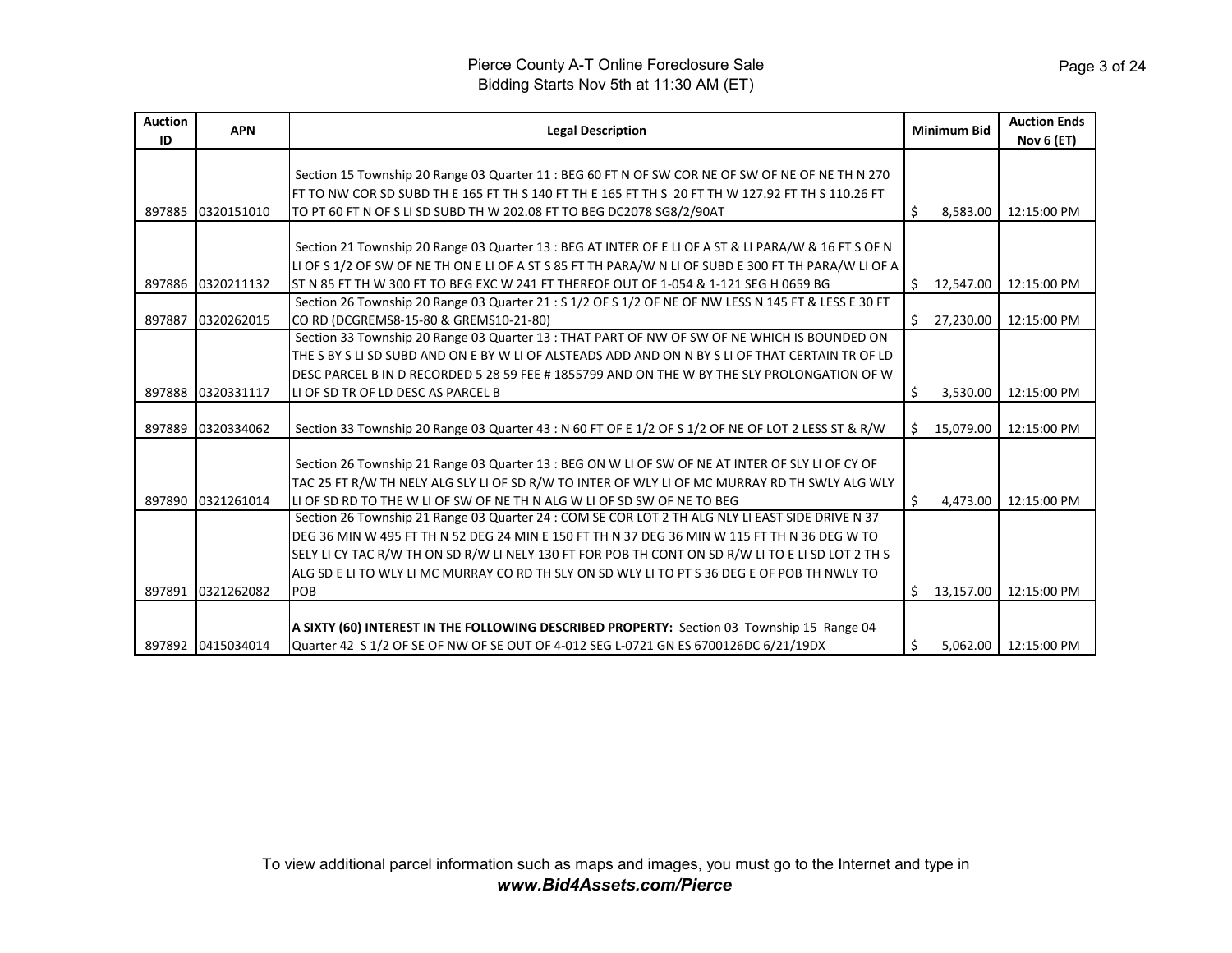Pierce County A-T Online Foreclosure Sale
Bidding Starts Nov 5th at 11:30 AM (ET)

| Auction ID | APN | Legal Description | Minimum Bid | Auction Ends Nov 6 (ET) |
|---|---|---|---|---|
| 897885 | 0320151010 | Section 15 Township 20 Range 03 Quarter 11 : BEG 60 FT N OF SW COR NE OF SW OF NE OF NE TH N 270 FT TO NW COR SD SUBD TH E 165 FT TH S 140 FT TH E 165 FT TH S 20 FT TH W 127.92 FT TH S 110.26 FT TO PT 60 FT N OF S LI SD SUBD TH W 202.08 FT TO BEG DC2078 SG8/2/90AT | $ 8,583.00 | 12:15:00 PM |
| 897886 | 0320211132 | Section 21 Township 20 Range 03 Quarter 13 : BEG AT INTER OF E LI OF A ST & LI PARA/W & 16 FT S OF N LI OF S 1/2 OF SW OF NE TH ON E LI OF A ST S 85 FT TH PARA/W N LI OF SUBD E 300 FT TH PARA/W LI OF A ST N 85 FT TH W 300 FT TO BEG EXC W 241 FT THEREOF OUT OF 1-054 & 1-121 SEG H 0659 BG | $ 12,547.00 | 12:15:00 PM |
| 897887 | 0320262015 | Section 26 Township 20 Range 03 Quarter 21 : S 1/2 OF S 1/2 OF NE OF NW LESS N 145 FT & LESS E 30 FT CO RD (DCGREMS8-15-80 & GREMS10-21-80) | $ 27,230.00 | 12:15:00 PM |
| 897888 | 0320331117 | Section 33 Township 20 Range 03 Quarter 13 : THAT PART OF NW OF SW OF NE WHICH IS BOUNDED ON THE S BY S LI SD SUBD AND ON E BY W LI OF ALSTEADS ADD AND ON N BY S LI OF THAT CERTAIN TR OF LD DESC PARCEL B IN D RECORDED 5 28 59 FEE # 1855799 AND ON THE W BY THE SLY PROLONGATION OF W LI OF SD TR OF LD DESC AS PARCEL B | $ 3,530.00 | 12:15:00 PM |
| 897889 | 0320334062 | Section 33 Township 20 Range 03 Quarter 43 : N 60 FT OF E 1/2 OF S 1/2 OF NE OF LOT 2 LESS ST & R/W | $ 15,079.00 | 12:15:00 PM |
| 897890 | 0321261014 | Section 26 Township 21 Range 03 Quarter 13 : BEG ON W LI OF SW OF NE AT INTER OF SLY LI OF CY OF TAC 25 FT R/W TH NELY ALG SLY LI OF SD R/W TO INTER OF WLY LI OF MC MURRAY RD TH SWLY ALG WLY LI OF SD RD TO THE W LI OF SW OF NE TH N ALG W LI OF SD SW OF NE TO BEG | $ 4,473.00 | 12:15:00 PM |
| 897891 | 0321262082 | Section 26 Township 21 Range 03 Quarter 24 : COM SE COR LOT 2 TH ALG NLY LI EAST SIDE DRIVE N 37 DEG 36 MIN W 495 FT TH N 52 DEG 24 MIN E 150 FT TH N 37 DEG 36 MIN W 115 FT TH N 36 DEG W TO SELY LI CY TAC R/W TH ON SD R/W LI NELY 130 FT FOR POB TH CONT ON SD R/W LI TO E LI SD LOT 2 TH S ALG SD E LI TO WLY LI MC MURRAY CO RD TH SLY ON SD WLY LI TO PT S 36 DEG E OF POB TH NWLY TO POB | $ 13,157.00 | 12:15:00 PM |
| 897892 | 0415034014 | **A SIXTY (60) INTEREST IN THE FOLLOWING DESCRIBED PROPERTY:** Section 03 Township 15 Range 04 Quarter 42 S 1/2 OF SE OF NW OF SE OUT OF 4-012 SEG L-0721 GN ES 6700126DC 6/21/19DX | $ 5,062.00 | 12:15:00 PM |

To view additional parcel information such as maps and images, you must go to the Internet and type in ***www.Bid4Assets.com/Pierce***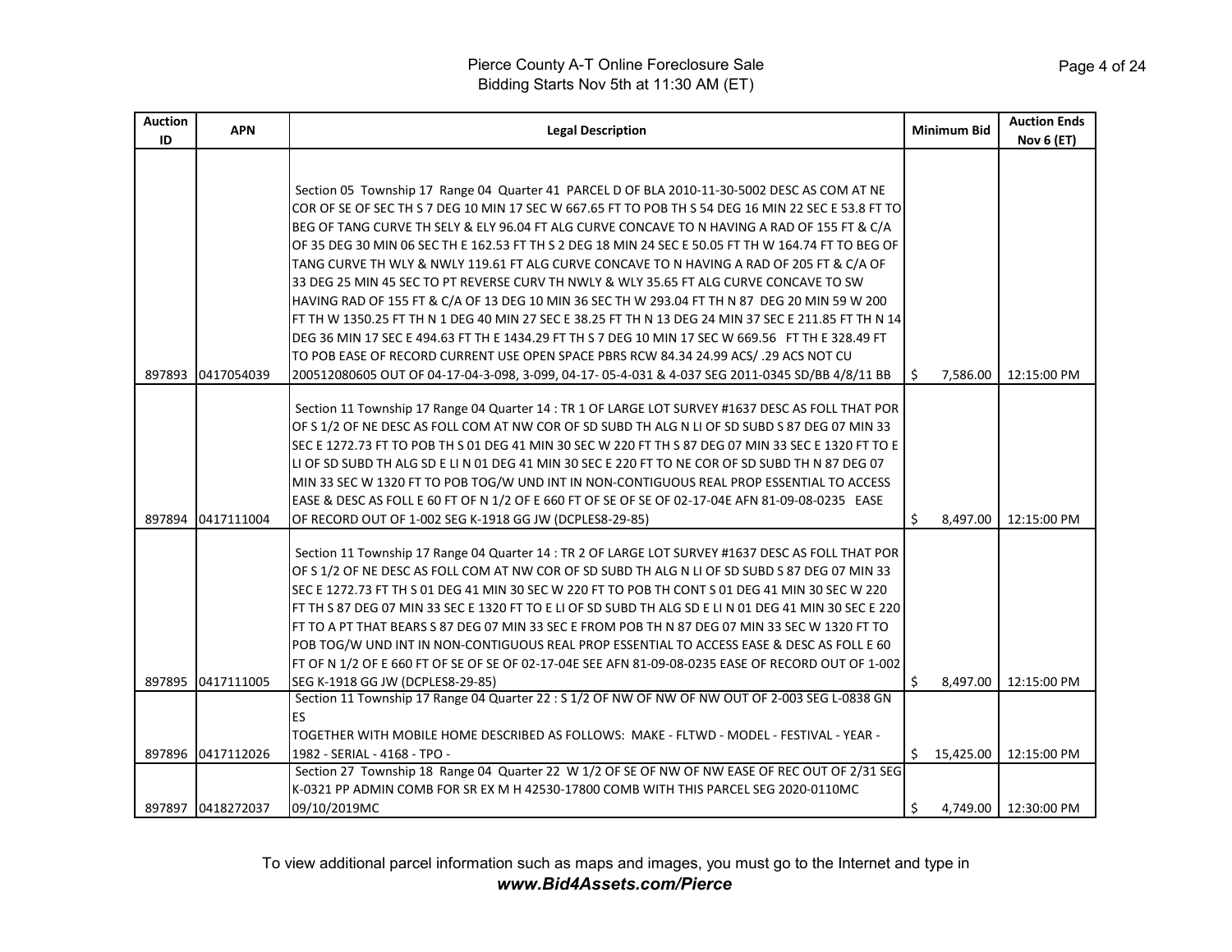| Auction ID | APN | Legal Description | Minimum Bid | Auction Ends Nov 6 (ET) |
|---|---|---|---|---|
| 897893 | 0417054039 | Section 05 Township 17 Range 04 Quarter 41 PARCEL D OF BLA 2010-11-30-5002 DESC AS COM AT NE COR OF SE OF SEC TH S 7 DEG 10 MIN 17 SEC W 667.65 FT TO POB TH S 54 DEG 16 MIN 22 SEC E 53.8 FT TO BEG OF TANG CURVE TH SELY & ELY 96.04 FT ALG CURVE CONCAVE TO N HAVING A RAD OF 155 FT & C/A OF 35 DEG 30 MIN 06 SEC TH E 162.53 FT TH S 2 DEG 18 MIN 24 SEC E 50.05 FT TH W 164.74 FT TO BEG OF TANG CURVE TH WLY & NWLY 119.61 FT ALG CURVE CONCAVE TO N HAVING A RAD OF 205 FT & C/A OF 33 DEG 25 MIN 45 SEC TO PT REVERSE CURV TH NWLY & WLY 35.65 FT ALG CURVE CONCAVE TO SW HAVING RAD OF 155 FT & C/A OF 13 DEG 10 MIN 36 SEC TH W 293.04 FT TH N 87 DEG 20 MIN 59 W 200 FT TH W 1350.25 FT TH N 1 DEG 40 MIN 27 SEC E 38.25 FT TH N 13 DEG 24 MIN 37 SEC E 211.85 FT TH N 14 DEG 36 MIN 17 SEC E 494.63 FT TH E 1434.29 FT TH S 7 DEG 10 MIN 17 SEC W 669.56 FT TH E 328.49 FT TO POB EASE OF RECORD CURRENT USE OPEN SPACE PBRS RCW 84.34 24.99 ACS/ .29 ACS NOT CU 200512080605 OUT OF 04-17-04-3-098, 3-099, 04-17- 05-4-031 & 4-037 SEG 2011-0345 SD/BB 4/8/11 BB | $ 7,586.00 | 12:15:00 PM |
| 897894 | 0417111004 | Section 11 Township 17 Range 04 Quarter 14 : TR 1 OF LARGE LOT SURVEY #1637 DESC AS FOLL THAT POR OF S 1/2 OF NE DESC AS FOLL COM AT NW COR OF SD SUBD TH ALG N LI OF SD SUBD S 87 DEG 07 MIN 33 SEC E 1272.73 FT TO POB TH S 01 DEG 41 MIN 30 SEC W 220 FT TH S 87 DEG 07 MIN 33 SEC E 1320 FT TO E LI OF SD SUBD TH ALG SD E LI N 01 DEG 41 MIN 30 SEC E 220 FT TO NE COR OF SD SUBD TH N 87 DEG 07 MIN 33 SEC W 1320 FT TO POB TOG/W UND INT IN NON-CONTIGUOUS REAL PROP ESSENTIAL TO ACCESS EASE & DESC AS FOLL E 60 FT OF N 1/2 OF E 660 FT OF SE OF SE OF 02-17-04E AFN 81-09-08-0235 EASE OF RECORD OUT OF 1-002 SEG K-1918 GG JW (DCPLES8-29-85) | $ 8,497.00 | 12:15:00 PM |
| 897895 | 0417111005 | Section 11 Township 17 Range 04 Quarter 14 : TR 2 OF LARGE LOT SURVEY #1637 DESC AS FOLL THAT POR OF S 1/2 OF NE DESC AS FOLL COM AT NW COR OF SD SUBD TH ALG N LI OF SD SUBD S 87 DEG 07 MIN 33 SEC E 1272.73 FT TH S 01 DEG 41 MIN 30 SEC W 220 FT TO POB TH CONT S 01 DEG 41 MIN 30 SEC W 220 FT TH S 87 DEG 07 MIN 33 SEC E 1320 FT TO E LI OF SD SUBD TH ALG SD E LI N 01 DEG 41 MIN 30 SEC E 220 FT TO A PT THAT BEARS S 87 DEG 07 MIN 33 SEC E FROM POB TH N 87 DEG 07 MIN 33 SEC W 1320 FT TO POB TOG/W UND INT IN NON-CONTIGUOUS REAL PROP ESSENTIAL TO ACCESS EASE & DESC AS FOLL E 60 FT OF N 1/2 OF E 660 FT OF SE OF SE OF 02-17-04E SEE AFN 81-09-08-0235 EASE OF RECORD OUT OF 1-002 SEG K-1918 GG JW (DCPLES8-29-85) | $ 8,497.00 | 12:15:00 PM |
| 897896 | 0417112026 | Section 11 Township 17 Range 04 Quarter 22 : S 1/2 OF NW OF NW OF NW OUT OF 2-003 SEG L-0838 GN ES TOGETHER WITH MOBILE HOME DESCRIBED AS FOLLOWS: MAKE - FLTWD - MODEL - FESTIVAL - YEAR - 1982 - SERIAL - 4168 - TPO - | $ 15,425.00 | 12:15:00 PM |
| 897897 | 0418272037 | Section 27 Township 18 Range 04 Quarter 22 W 1/2 OF SE OF NW OF NW EASE OF REC OUT OF 2/31 SEG K-0321 PP ADMIN COMB FOR SR EX M H 42530-17800 COMB WITH THIS PARCEL SEG 2020-0110MC 09/10/2019MC | $ 4,749.00 | 12:30:00 PM |

To view additional parcel information such as maps and images, you must go to the Internet and type in ***www.Bid4Assets.com/Pierce***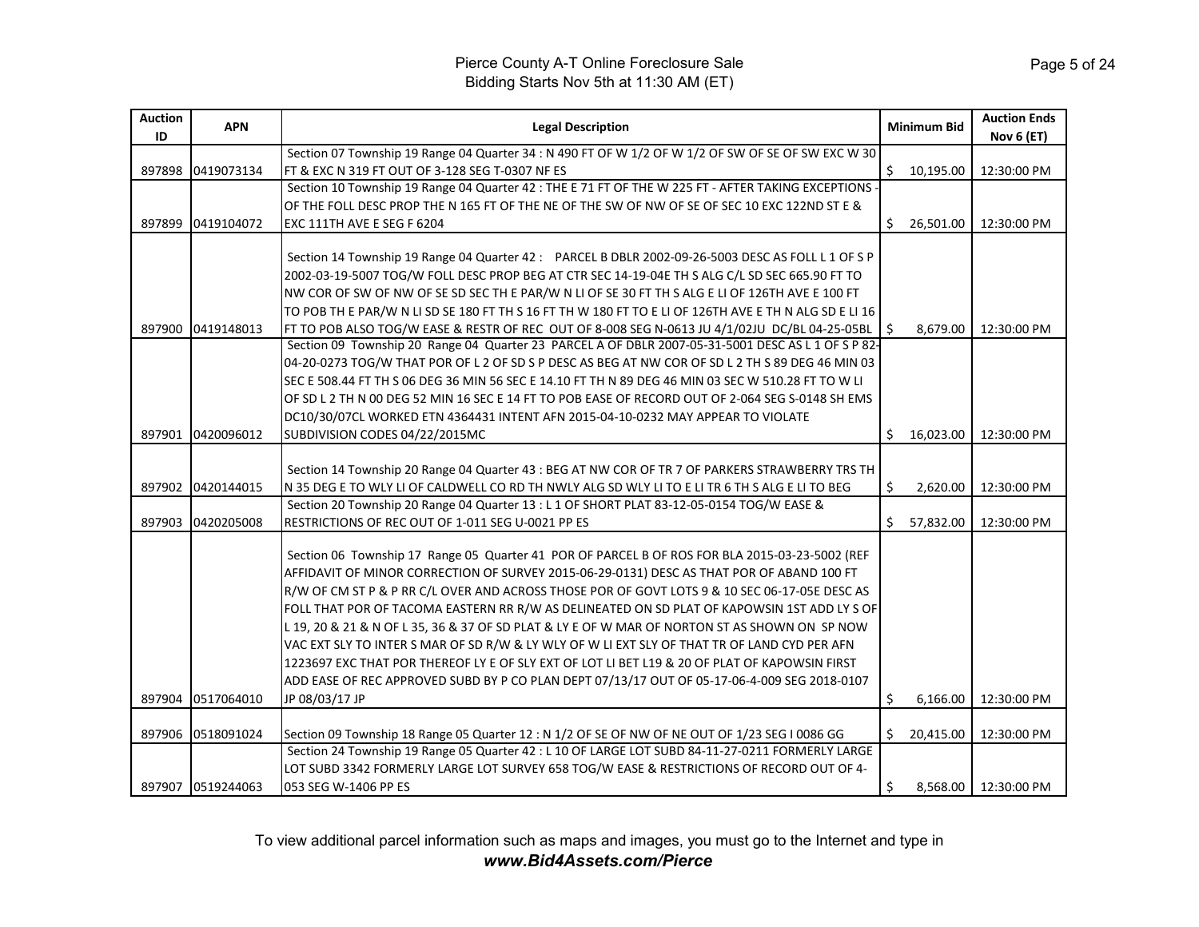# Pierce County A-T Online Foreclosure Sale

Bidding Starts Nov 5th at 11:30 AM (ET)

| Auction ID | APN | Legal Description | Minimum Bid | Auction Ends Nov 6 (ET) |
|---|---|---|---|---|
| 897898 | 0419073134 | Section 07 Township 19 Range 04 Quarter 34 : N 490 FT OF W 1/2 OF W 1/2 OF SW OF SE OF SW EXC W 30 FT & EXC N 319 FT OUT OF 3-128 SEG T-0307 NF ES | $ 10,195.00 | 12:30:00 PM |
| 897899 | 0419104072 | Section 10 Township 19 Range 04 Quarter 42 : THE E 71 FT OF THE W 225 FT - AFTER TAKING EXCEPTIONS - OF THE FOLL DESC PROP THE N 165 FT OF THE NE OF THE SW OF NW OF SE OF SEC 10 EXC 122ND ST E & EXC 111TH AVE E SEG F 6204 | $ 26,501.00 | 12:30:00 PM |
| 897900 | 0419148013 | Section 14 Township 19 Range 04 Quarter 42 : PARCEL B DBLR 2002-09-26-5003 DESC AS FOLL L 1 OF S P 2002-03-19-5007 TOG/W FOLL DESC PROP BEG AT CTR SEC 14-19-04E TH S ALG C/L SD SEC 665.90 FT TO NW COR OF SW OF NW OF SE SD SEC TH E PAR/W N LI OF SE 30 FT TH S ALG E LI OF 126TH AVE E 100 FT TO POB TH E PAR/W N LI SD SE 180 FT TH S 16 FT TH W 180 FT TO E LI OF 126TH AVE E TH N ALG SD E LI 16 FT TO POB ALSO TOG/W EASE & RESTR OF REC OUT OF 8-008 SEG N-0613 JU 4/1/02JU DC/BL 04-25-05BL | $ 8,679.00 | 12:30:00 PM |
| 897901 | 0420096012 | Section 09 Township 20 Range 04 Quarter 23 PARCEL A OF DBLR 2007-05-31-5001 DESC AS L 1 OF S P 82-04-20-0273 TOG/W THAT POR OF L 2 OF SD S P DESC AS BEG AT NW COR OF SD L 2 TH S 89 DEG 46 MIN 03 SEC E 508.44 FT TH S 06 DEG 36 MIN 56 SEC E 14.10 FT TH N 89 DEG 46 MIN 03 SEC W 510.28 FT TO W LI OF SD L 2 TH N 00 DEG 52 MIN 16 SEC E 14 FT TO POB EASE OF RECORD OUT OF 2-064 SEG S-0148 SH EMS DC10/30/07CL WORKED ETN 4364431 INTENT AFN 2015-04-10-0232 MAY APPEAR TO VIOLATE SUBDIVISION CODES 04/22/2015MC | $ 16,023.00 | 12:30:00 PM |
| 897902 | 0420144015 | Section 14 Township 20 Range 04 Quarter 43 : BEG AT NW COR OF TR 7 OF PARKERS STRAWBERRY TRS TH N 35 DEG E TO WLY LI OF CALDWELL CO RD TH NWLY ALG SD WLY LI TO E LI TR 6 TH S ALG E LI TO BEG | $ 2,620.00 | 12:30:00 PM |
| 897903 | 0420205008 | Section 20 Township 20 Range 04 Quarter 13 : L 1 OF SHORT PLAT 83-12-05-0154 TOG/W EASE & RESTRICTIONS OF REC OUT OF 1-011 SEG U-0021 PP ES | $ 57,832.00 | 12:30:00 PM |
| 897904 | 0517064010 | Section 06 Township 17 Range 05 Quarter 41 POR OF PARCEL B OF ROS FOR BLA 2015-03-23-5002 (REF AFFIDAVIT OF MINOR CORRECTION OF SURVEY 2015-06-29-0131) DESC AS THAT POR OF ABAND 100 FT R/W OF CM ST P & P RR C/L OVER AND ACROSS THOSE POR OF GOVT LOTS 9 & 10 SEC 06-17-05E DESC AS FOLL THAT POR OF TACOMA EASTERN RR R/W AS DELINEATED ON SD PLAT OF KAPOWSIN 1ST ADD LY S OF L 19, 20 & 21 & N OF L 35, 36 & 37 OF SD PLAT & LY E OF W MAR OF NORTON ST AS SHOWN ON SP NOW VAC EXT SLY TO INTER S MAR OF SD R/W & LY WLY OF W LI EXT SLY OF THAT TR OF LAND CYD PER AFN 1223697 EXC THAT POR THEREOF LY E OF SLY EXT OF LOT LI BET L19 & 20 OF PLAT OF KAPOWSIN FIRST ADD EASE OF REC APPROVED SUBD BY P CO PLAN DEPT 07/13/17 OUT OF 05-17-06-4-009 SEG 2018-0107 JP 08/03/17 JP | $ 6,166.00 | 12:30:00 PM |
| 897906 | 0518091024 | Section 09 Township 18 Range 05 Quarter 12 : N 1/2 OF SE OF NW OF NE OUT OF 1/23 SEG I 0086 GG | $ 20,415.00 | 12:30:00 PM |
| 897907 | 0519244063 | Section 24 Township 19 Range 05 Quarter 42 : L 10 OF LARGE LOT SUBD 84-11-27-0211 FORMERLY LARGE LOT SUBD 3342 FORMERLY LARGE LOT SURVEY 658 TOG/W EASE & RESTRICTIONS OF RECORD OUT OF 4-053 SEG W-1406 PP ES | $ 8,568.00 | 12:30:00 PM |

To view additional parcel information such as maps and images, you must go to the Internet and type in ***www.Bid4Assets.com/Pierce***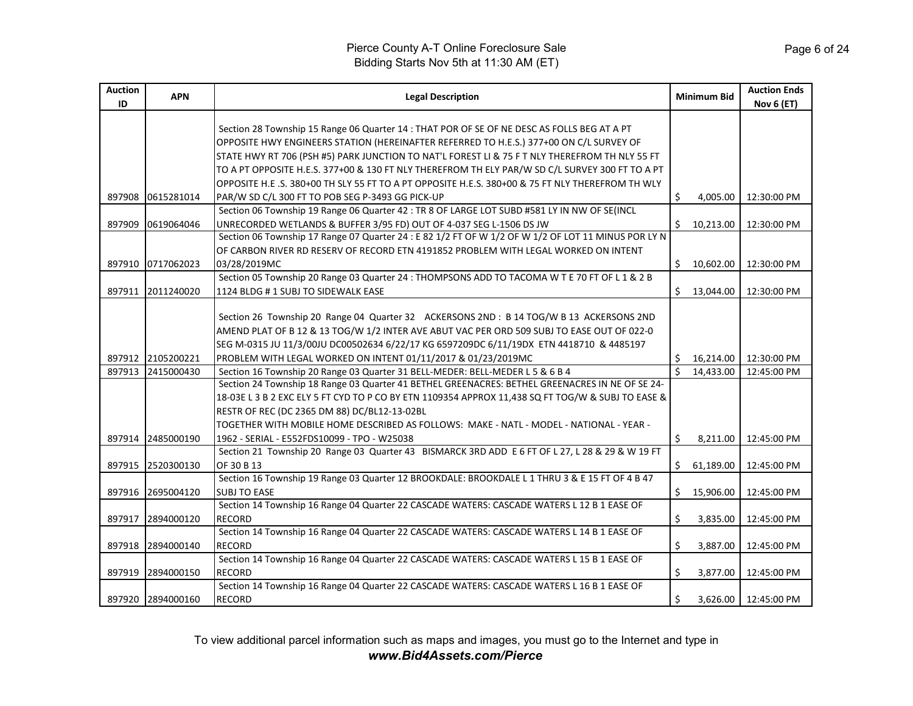| Auction ID | APN | Legal Description | Minimum Bid | Auction Ends Nov 6 (ET) |
|---|---|---|---|---|
| 897908 | 0615281014 | Section 28 Township 15 Range 06 Quarter 14 : THAT POR OF SE OF NE DESC AS FOLLS BEG AT A PT OPPOSITE HWY ENGINEERS STATION (HEREINAFTER REFERRED TO H.E.S.) 377+00 ON C/L SURVEY OF STATE HWY RT 706 (PSH #5) PARK JUNCTION TO NAT'L FOREST LI & 75 F T NLY THEREFROM TH NLY 55 FT TO A PT OPPOSITE H.E.S. 377+00 & 130 FT NLY THEREFROM TH ELY PAR/W SD C/L SURVEY 300 FT TO A PT OPPOSITE H.E .S. 380+00 TH SLY 55 FT TO A PT OPPOSITE H.E.S. 380+00 & 75 FT NLY THEREFROM TH WLY PAR/W SD C/L 300 FT TO POB SEG P-3493 GG PICK-UP | $ 4,005.00 | 12:30:00 PM |
| 897909 | 0619064046 | Section 06 Township 19 Range 06 Quarter 42 : TR 8 OF LARGE LOT SUBD #581 LY IN NW OF SE(INCL UNRECORDED WETLANDS & BUFFER 3/95 FD) OUT OF 4-037 SEG L-1506 DS JW | $ 10,213.00 | 12:30:00 PM |
| 897910 | 0717062023 | Section 06 Township 17 Range 07 Quarter 24 : E 82 1/2 FT OF W 1/2 OF W 1/2 OF LOT 11 MINUS POR LY N OF CARBON RIVER RD RESERV OF RECORD ETN 4191852 PROBLEM WITH LEGAL WORKED ON INTENT 03/28/2019MC | $ 10,602.00 | 12:30:00 PM |
| 897911 | 2011240020 | Section 05 Township 20 Range 03 Quarter 24 : THOMPSONS ADD TO TACOMA W T E 70 FT OF L 1 & 2 B 1124 BLDG # 1 SUBJ TO SIDEWALK EASE | $ 13,044.00 | 12:30:00 PM |
| 897912 | 2105200221 | Section 26 Township 20 Range 04 Quarter 32 ACKERSONS 2ND : B 14 TOG/W B 13 ACKERSONS 2ND AMEND PLAT OF B 12 & 13 TOG/W 1/2 INTER AVE ABUT VAC PER ORD 509 SUBJ TO EASE OUT OF 022-0 SEG M-0315 JU 11/3/00JU DC00502634 6/22/17 KG 6597209DC 6/11/19DX ETN 4418710 & 4485197 PROBLEM WITH LEGAL WORKED ON INTENT 01/11/2017 & 01/23/2019MC | $ 16,214.00 | 12:30:00 PM |
| 897913 | 2415000430 | Section 16 Township 20 Range 03 Quarter 31 BELL-MEDER: BELL-MEDER L 5 & 6 B 4 | $ 14,433.00 | 12:45:00 PM |
| 897914 | 2485000190 | Section 24 Township 18 Range 03 Quarter 41 BETHEL GREENACRES: BETHEL GREENACRES IN NE OF SE 24-18-03E L 3 B 2 EXC ELY 5 FT CYD TO P CO BY ETN 1109354 APPROX 11,438 SQ FT TOG/W & SUBJ TO EASE & RESTR OF REC (DC 2365 DM 88) DC/BL12-13-02BL TOGETHER WITH MOBILE HOME DESCRIBED AS FOLLOWS: MAKE - NATL - MODEL - NATIONAL - YEAR - 1962 - SERIAL - E552FDS10099 - TPO - W25038 | $ 8,211.00 | 12:45:00 PM |
| 897915 | 2520300130 | Section 21 Township 20 Range 03 Quarter 43 BISMARCK 3RD ADD E 6 FT OF L 27, L 28 & 29 & W 19 FT OF 30 B 13 | $ 61,189.00 | 12:45:00 PM |
| 897916 | 2695004120 | Section 16 Township 19 Range 03 Quarter 12 BROOKDALE: BROOKDALE L 1 THRU 3 & E 15 FT OF 4 B 47 SUBJ TO EASE | $ 15,906.00 | 12:45:00 PM |
| 897917 | 2894000120 | Section 14 Township 16 Range 04 Quarter 22 CASCADE WATERS: CASCADE WATERS L 12 B 1 EASE OF RECORD | $ 3,835.00 | 12:45:00 PM |
| 897918 | 2894000140 | Section 14 Township 16 Range 04 Quarter 22 CASCADE WATERS: CASCADE WATERS L 14 B 1 EASE OF RECORD | $ 3,887.00 | 12:45:00 PM |
| 897919 | 2894000150 | Section 14 Township 16 Range 04 Quarter 22 CASCADE WATERS: CASCADE WATERS L 15 B 1 EASE OF RECORD | $ 3,877.00 | 12:45:00 PM |
| 897920 | 2894000160 | Section 14 Township 16 Range 04 Quarter 22 CASCADE WATERS: CASCADE WATERS L 16 B 1 EASE OF RECORD | $ 3,626.00 | 12:45:00 PM |

To view additional parcel information such as maps and images, you must go to the Internet and type in ***www.Bid4Assets.com/Pierce***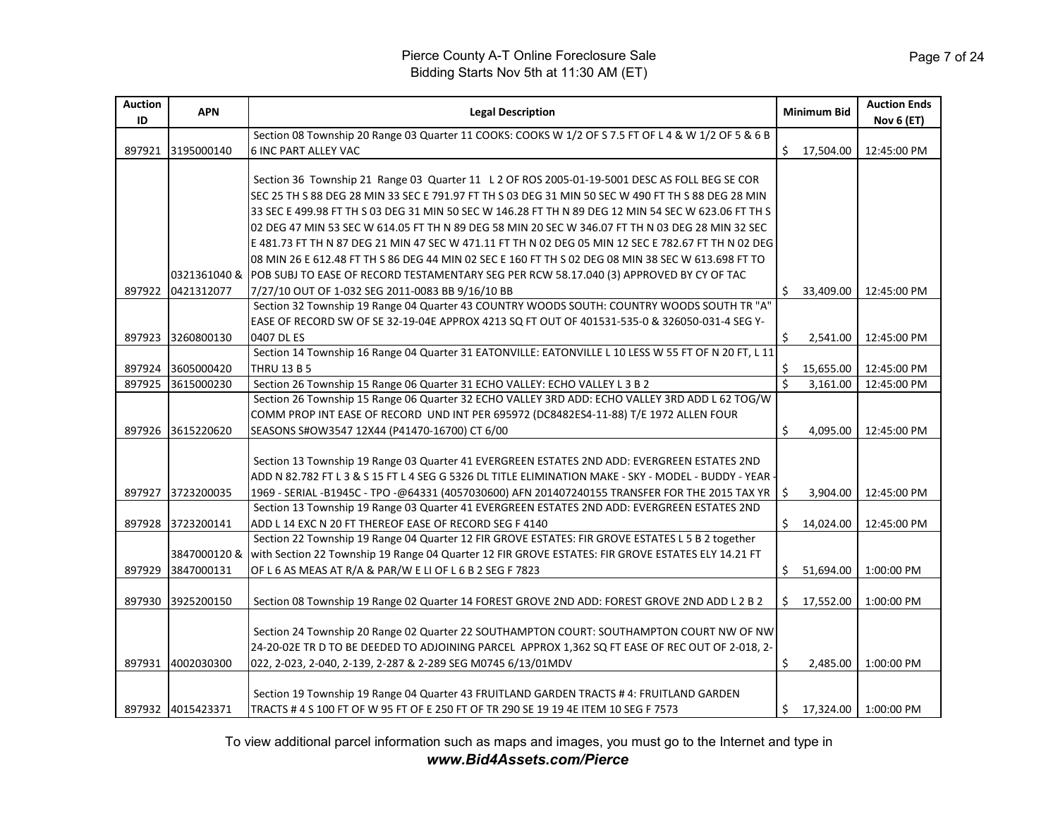# Pierce County A-T Online Foreclosure Sale

Bidding Starts Nov 5th at 11:30 AM (ET)

| Auction ID | APN | Legal Description | Minimum Bid | Auction Ends Nov 6 (ET) |
|---|---|---|---|---|
| 897921 | 3195000140 | Section 08 Township 20 Range 03 Quarter 11 COOKS: COOKS W 1/2 OF S 7.5 FT OF L 4 & W 1/2 OF 5 & 6 B 6 INC PART ALLEY VAC | $ 17,504.00 | 12:45:00 PM |
| 897922 | 0321361040 & 0421312077 | Section 36 Township 21 Range 03 Quarter 11 L 2 OF ROS 2005-01-19-5001 DESC AS FOLL BEG SE COR SEC 25 TH S 88 DEG 28 MIN 33 SEC E 791.97 FT TH S 03 DEG 31 MIN 50 SEC W 490 FT TH S 88 DEG 28 MIN 33 SEC E 499.98 FT TH S 03 DEG 31 MIN 50 SEC W 146.28 FT TH N 89 DEG 12 MIN 54 SEC W 623.06 FT TH S 02 DEG 47 MIN 53 SEC W 614.05 FT TH N 89 DEG 58 MIN 20 SEC W 346.07 FT TH N 03 DEG 28 MIN 32 SEC E 481.73 FT TH N 87 DEG 21 MIN 47 SEC W 471.11 FT TH N 02 DEG 05 MIN 12 SEC E 782.67 FT TH N 02 DEG 08 MIN 26 E 612.48 FT TH S 86 DEG 44 MIN 02 SEC E 160 FT TH S 02 DEG 08 MIN 38 SEC W 613.698 FT TO POB SUBJ TO EASE OF RECORD TESTAMENTARY SEG PER RCW 58.17.040 (3) APPROVED BY CY OF TAC 7/27/10 OUT OF 1-032 SEG 2011-0083 BB 9/16/10 BB | $ 33,409.00 | 12:45:00 PM |
| 897923 | 3260800130 | Section 32 Township 19 Range 04 Quarter 43 COUNTRY WOODS SOUTH: COUNTRY WOODS SOUTH TR "A" EASE OF RECORD SW OF SE 32-19-04E APPROX 4213 SQ FT OUT OF 401531-535-0 & 326050-031-4 SEG Y-0407 DL ES | $ 2,541.00 | 12:45:00 PM |
| 897924 | 3605000420 | Section 14 Township 16 Range 04 Quarter 31 EATONVILLE: EATONVILLE L 10 LESS W 55 FT OF N 20 FT, L 11 THRU 13 B 5 | $ 15,655.00 | 12:45:00 PM |
| 897925 | 3615000230 | Section 26 Township 15 Range 06 Quarter 31 ECHO VALLEY: ECHO VALLEY L 3 B 2 | $ 3,161.00 | 12:45:00 PM |
| 897926 | 3615220620 | Section 26 Township 15 Range 06 Quarter 32 ECHO VALLEY 3RD ADD: ECHO VALLEY 3RD ADD L 62 TOG/W COMM PROP INT EASE OF RECORD UND INT PER 695972 (DC8482ES4-11-88) T/E 1972 ALLEN FOUR SEASONS S#OW3547 12X44 (P41470-16700) CT 6/00 | $ 4,095.00 | 12:45:00 PM |
| 897927 | 3723200035 | Section 13 Township 19 Range 03 Quarter 41 EVERGREEN ESTATES 2ND ADD: EVERGREEN ESTATES 2ND ADD N 82.782 FT L 3 & S 15 FT L 4 SEG G 5326 DL TITLE ELIMINATION MAKE - SKY - MODEL - BUDDY - YEAR - 1969 - SERIAL -B1945C - TPO -@64331 (4057030600) AFN 201407240155 TRANSFER FOR THE 2015 TAX YR | $ 3,904.00 | 12:45:00 PM |
| 897928 | 3723200141 | Section 13 Township 19 Range 03 Quarter 41 EVERGREEN ESTATES 2ND ADD: EVERGREEN ESTATES 2ND ADD L 14 EXC N 20 FT THEREOF EASE OF RECORD SEG F 4140 | $ 14,024.00 | 12:45:00 PM |
| 897929 | 3847000120 & 3847000131 | Section 22 Township 19 Range 04 Quarter 12 FIR GROVE ESTATES: FIR GROVE ESTATES L 5 B 2 together with Section 22 Township 19 Range 04 Quarter 12 FIR GROVE ESTATES: FIR GROVE ESTATES ELY 14.21 FT OF L 6 AS MEAS AT R/A & PAR/W E LI OF L 6 B 2 SEG F 7823 | $ 51,694.00 | 1:00:00 PM |
| 897930 | 3925200150 | Section 08 Township 19 Range 02 Quarter 14 FOREST GROVE 2ND ADD: FOREST GROVE 2ND ADD L 2 B 2 | $ 17,552.00 | 1:00:00 PM |
| 897931 | 4002030300 | Section 24 Township 20 Range 02 Quarter 22 SOUTHAMPTON COURT: SOUTHAMPTON COURT NW OF NW 24-20-02E TR D TO BE DEEDED TO ADJOINING PARCEL APPROX 1,362 SQ FT EASE OF REC OUT OF 2-018, 2-022, 2-023, 2-040, 2-139, 2-287 & 2-289 SEG M0745 6/13/01MDV | $ 2,485.00 | 1:00:00 PM |
| 897932 | 4015423371 | Section 19 Township 19 Range 04 Quarter 43 FRUITLAND GARDEN TRACTS # 4: FRUITLAND GARDEN TRACTS # 4 S 100 FT OF W 95 FT OF E 250 FT OF TR 290 SE 19 19 4E ITEM 10 SEG F 7573 | $ 17,324.00 | 1:00:00 PM |

To view additional parcel information such as maps and images, you must go to the Internet and type in ***www.Bid4Assets.com/Pierce***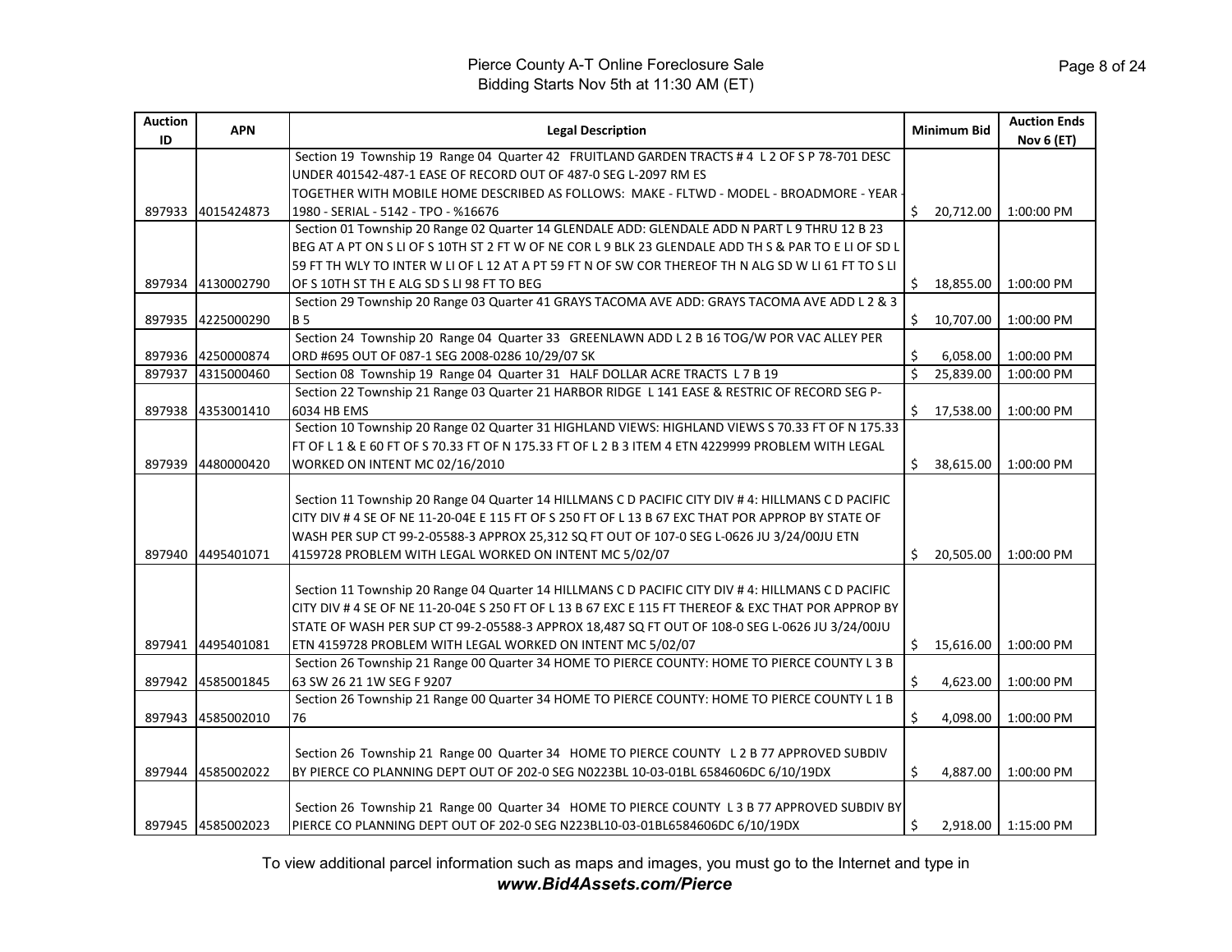Pierce County A-T Online Foreclosure Sale
Bidding Starts Nov 5th at 11:30 AM (ET)

| Auction ID | APN | Legal Description | Minimum Bid | Auction Ends Nov 6 (ET) |
|---|---|---|---|---|
| 897933 | 4015424873 | Section 19 Township 19 Range 04 Quarter 42 FRUITLAND GARDEN TRACTS # 4 L 2 OF S P 78-701 DESC UNDER 401542-487-1 EASE OF RECORD OUT OF 487-0 SEG L-2097 RM ES TOGETHER WITH MOBILE HOME DESCRIBED AS FOLLOWS: MAKE - FLTWD - MODEL - BROADMORE - YEAR - 1980 - SERIAL - 5142 - TPO - %16676 | $ 20,712.00 | 1:00:00 PM |
| 897934 | 4130002790 | Section 01 Township 20 Range 02 Quarter 14 GLENDALE ADD: GLENDALE ADD N PART L 9 THRU 12 B 23 BEG AT A PT ON S LI OF S 10TH ST 2 FT W OF NE COR L 9 BLK 23 GLENDALE ADD TH S & PAR TO E LI OF SD L 59 FT TH WLY TO INTER W LI OF L 12 AT A PT 59 FT N OF SW COR THEREOF TH N ALG SD W LI 61 FT TO S LI OF S 10TH ST TH E ALG SD S LI 98 FT TO BEG | $ 18,855.00 | 1:00:00 PM |
| 897935 | 4225000290 | Section 29 Township 20 Range 03 Quarter 41 GRAYS TACOMA AVE ADD: GRAYS TACOMA AVE ADD L 2 & 3 B 5 | $ 10,707.00 | 1:00:00 PM |
| 897936 | 4250000874 | Section 24 Township 20 Range 04 Quarter 33 GREENLAWN ADD L 2 B 16 TOG/W POR VAC ALLEY PER ORD #695 OUT OF 087-1 SEG 2008-0286 10/29/07 SK | $ 6,058.00 | 1:00:00 PM |
| 897937 | 4315000460 | Section 08 Township 19 Range 04 Quarter 31 HALF DOLLAR ACRE TRACTS L 7 B 19 | $ 25,839.00 | 1:00:00 PM |
| 897938 | 4353001410 | Section 22 Township 21 Range 03 Quarter 21 HARBOR RIDGE L 141 EASE & RESTRIC OF RECORD SEG P-6034 HB EMS | $ 17,538.00 | 1:00:00 PM |
| 897939 | 4480000420 | Section 10 Township 20 Range 02 Quarter 31 HIGHLAND VIEWS: HIGHLAND VIEWS S 70.33 FT OF N 175.33 FT OF L 1 & E 60 FT OF S 70.33 FT OF N 175.33 FT OF L 2 B 3 ITEM 4 ETN 4229999 PROBLEM WITH LEGAL WORKED ON INTENT MC 02/16/2010 | $ 38,615.00 | 1:00:00 PM |
| 897940 | 4495401071 | Section 11 Township 20 Range 04 Quarter 14 HILLMANS C D PACIFIC CITY DIV # 4: HILLMANS C D PACIFIC CITY DIV # 4 SE OF NE 11-20-04E E 115 FT OF S 250 FT OF L 13 B 67 EXC THAT POR APPROP BY STATE OF WASH PER SUP CT 99-2-05588-3 APPROX 25,312 SQ FT OUT OF 107-0 SEG L-0626 JU 3/24/00JU ETN 4159728 PROBLEM WITH LEGAL WORKED ON INTENT MC 5/02/07 | $ 20,505.00 | 1:00:00 PM |
| 897941 | 4495401081 | Section 11 Township 20 Range 04 Quarter 14 HILLMANS C D PACIFIC CITY DIV # 4: HILLMANS C D PACIFIC CITY DIV # 4 SE OF NE 11-20-04E S 250 FT OF L 13 B 67 EXC E 115 FT THEREOF & EXC THAT POR APPROP BY STATE OF WASH PER SUP CT 99-2-05588-3 APPROX 18,487 SQ FT OUT OF 108-0 SEG L-0626 JU 3/24/00JU ETN 4159728 PROBLEM WITH LEGAL WORKED ON INTENT MC 5/02/07 | $ 15,616.00 | 1:00:00 PM |
| 897942 | 4585001845 | Section 26 Township 21 Range 00 Quarter 34 HOME TO PIERCE COUNTY: HOME TO PIERCE COUNTY L 3 B 63 SW 26 21 1W SEG F 9207 | $ 4,623.00 | 1:00:00 PM |
| 897943 | 4585002010 | Section 26 Township 21 Range 00 Quarter 34 HOME TO PIERCE COUNTY: HOME TO PIERCE COUNTY L 1 B 76 | $ 4,098.00 | 1:00:00 PM |
| 897944 | 4585002022 | Section 26 Township 21 Range 00 Quarter 34 HOME TO PIERCE COUNTY L 2 B 77 APPROVED SUBDIV BY PIERCE CO PLANNING DEPT OUT OF 202-0 SEG N0223BL 10-03-01BL 6584606DC 6/10/19DX | $ 4,887.00 | 1:00:00 PM |
| 897945 | 4585002023 | Section 26 Township 21 Range 00 Quarter 34 HOME TO PIERCE COUNTY L 3 B 77 APPROVED SUBDIV BY PIERCE CO PLANNING DEPT OUT OF 202-0 SEG N223BL10-03-01BL6584606DC 6/10/19DX | $ 2,918.00 | 1:15:00 PM |

To view additional parcel information such as maps and images, you must go to the Internet and type in ***www.Bid4Assets.com/Pierce***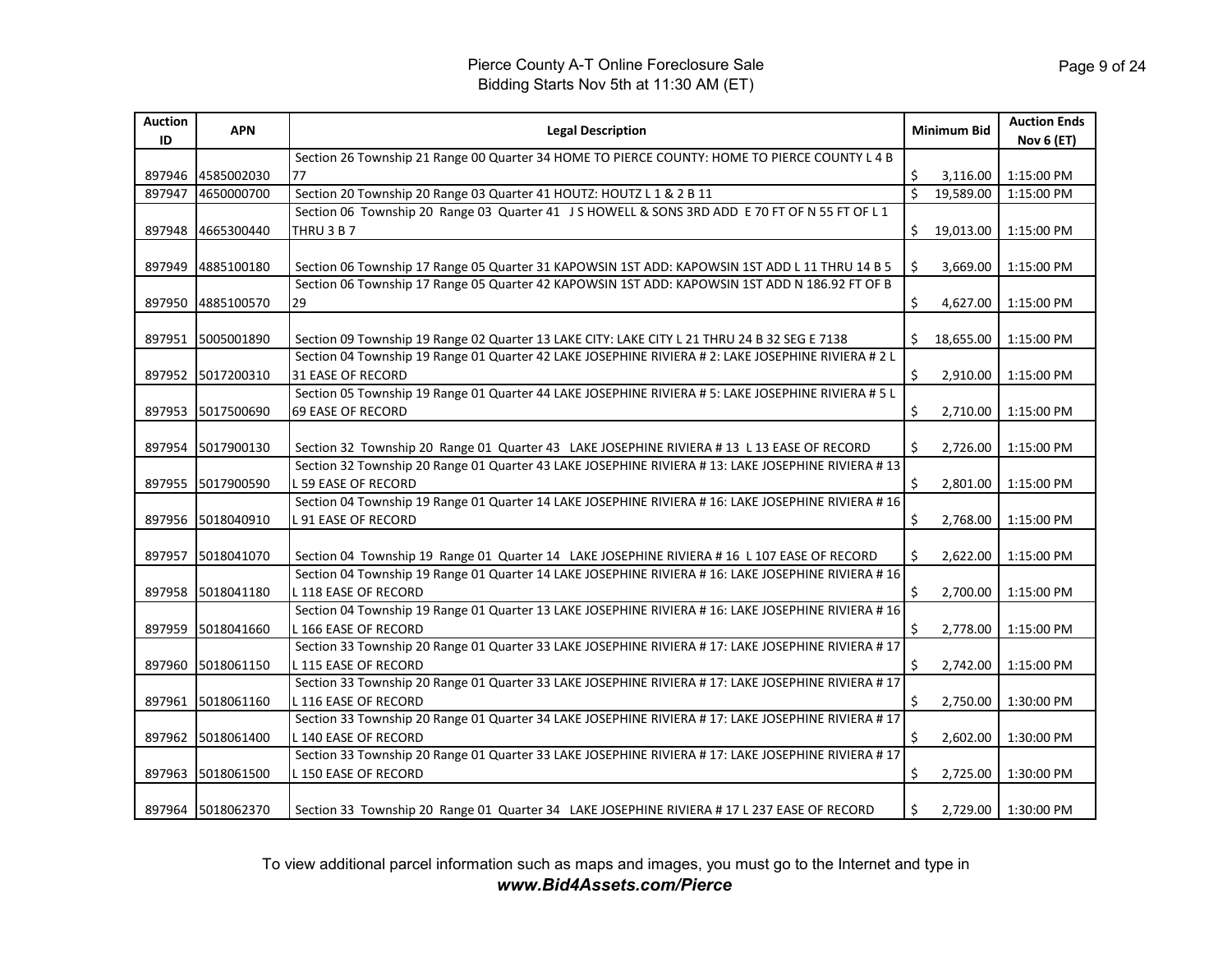# Pierce County A-T Online Foreclosure Sale
Bidding Starts Nov 5th at 11:30 AM (ET)

| Auction ID | APN | Legal Description | Minimum Bid | Auction Ends Nov 6 (ET) |
|---|---|---|---|---|
| 897946 | 4585002030 | Section 26 Township 21 Range 00 Quarter 34 HOME TO PIERCE COUNTY: HOME TO PIERCE COUNTY L 4 B 77 | $ 3,116.00 | 1:15:00 PM |
| 897947 | 4650000700 | Section 20 Township 20 Range 03 Quarter 41 HOUTZ: HOUTZ L 1 & 2 B 11 | $ 19,589.00 | 1:15:00 PM |
| 897948 | 4665300440 | Section 06 Township 20 Range 03 Quarter 41 J S HOWELL & SONS 3RD ADD E 70 FT OF N 55 FT OF L 1 THRU 3 B 7 | $ 19,013.00 | 1:15:00 PM |
| 897949 | 4885100180 | Section 06 Township 17 Range 05 Quarter 31 KAPOWSIN 1ST ADD: KAPOWSIN 1ST ADD L 11 THRU 14 B 5 | $ 3,669.00 | 1:15:00 PM |
| 897950 | 4885100570 | Section 06 Township 17 Range 05 Quarter 42 KAPOWSIN 1ST ADD: KAPOWSIN 1ST ADD N 186.92 FT OF B 29 | $ 4,627.00 | 1:15:00 PM |
| 897951 | 5005001890 | Section 09 Township 19 Range 02 Quarter 13 LAKE CITY: LAKE CITY L 21 THRU 24 B 32 SEG E 7138 | $ 18,655.00 | 1:15:00 PM |
| 897952 | 5017200310 | Section 04 Township 19 Range 01 Quarter 42 LAKE JOSEPHINE RIVIERA # 2: LAKE JOSEPHINE RIVIERA # 2 L 31 EASE OF RECORD | $ 2,910.00 | 1:15:00 PM |
| 897953 | 5017500690 | Section 05 Township 19 Range 01 Quarter 44 LAKE JOSEPHINE RIVIERA # 5: LAKE JOSEPHINE RIVIERA # 5 L 69 EASE OF RECORD | $ 2,710.00 | 1:15:00 PM |
| 897954 | 5017900130 | Section 32 Township 20 Range 01 Quarter 43 LAKE JOSEPHINE RIVIERA # 13 L 13 EASE OF RECORD | $ 2,726.00 | 1:15:00 PM |
| 897955 | 5017900590 | Section 32 Township 20 Range 01 Quarter 43 LAKE JOSEPHINE RIVIERA # 13: LAKE JOSEPHINE RIVIERA # 13 L 59 EASE OF RECORD | $ 2,801.00 | 1:15:00 PM |
| 897956 | 5018040910 | Section 04 Township 19 Range 01 Quarter 14 LAKE JOSEPHINE RIVIERA # 16: LAKE JOSEPHINE RIVIERA # 16 L 91 EASE OF RECORD | $ 2,768.00 | 1:15:00 PM |
| 897957 | 5018041070 | Section 04 Township 19 Range 01 Quarter 14 LAKE JOSEPHINE RIVIERA # 16 L 107 EASE OF RECORD | $ 2,622.00 | 1:15:00 PM |
| 897958 | 5018041180 | Section 04 Township 19 Range 01 Quarter 14 LAKE JOSEPHINE RIVIERA # 16: LAKE JOSEPHINE RIVIERA # 16 L 118 EASE OF RECORD | $ 2,700.00 | 1:15:00 PM |
| 897959 | 5018041660 | Section 04 Township 19 Range 01 Quarter 13 LAKE JOSEPHINE RIVIERA # 16: LAKE JOSEPHINE RIVIERA # 16 L 166 EASE OF RECORD | $ 2,778.00 | 1:15:00 PM |
| 897960 | 5018061150 | Section 33 Township 20 Range 01 Quarter 33 LAKE JOSEPHINE RIVIERA # 17: LAKE JOSEPHINE RIVIERA # 17 L 115 EASE OF RECORD | $ 2,742.00 | 1:15:00 PM |
| 897961 | 5018061160 | Section 33 Township 20 Range 01 Quarter 33 LAKE JOSEPHINE RIVIERA # 17: LAKE JOSEPHINE RIVIERA # 17 L 116 EASE OF RECORD | $ 2,750.00 | 1:30:00 PM |
| 897962 | 5018061400 | Section 33 Township 20 Range 01 Quarter 34 LAKE JOSEPHINE RIVIERA # 17: LAKE JOSEPHINE RIVIERA # 17 L 140 EASE OF RECORD | $ 2,602.00 | 1:30:00 PM |
| 897963 | 5018061500 | Section 33 Township 20 Range 01 Quarter 33 LAKE JOSEPHINE RIVIERA # 17: LAKE JOSEPHINE RIVIERA # 17 L 150 EASE OF RECORD | $ 2,725.00 | 1:30:00 PM |
| 897964 | 5018062370 | Section 33 Township 20 Range 01 Quarter 34 LAKE JOSEPHINE RIVIERA # 17 L 237 EASE OF RECORD | $ 2,729.00 | 1:30:00 PM |

To view additional parcel information such as maps and images, you must go to the Internet and type in ***www.Bid4Assets.com/Pierce***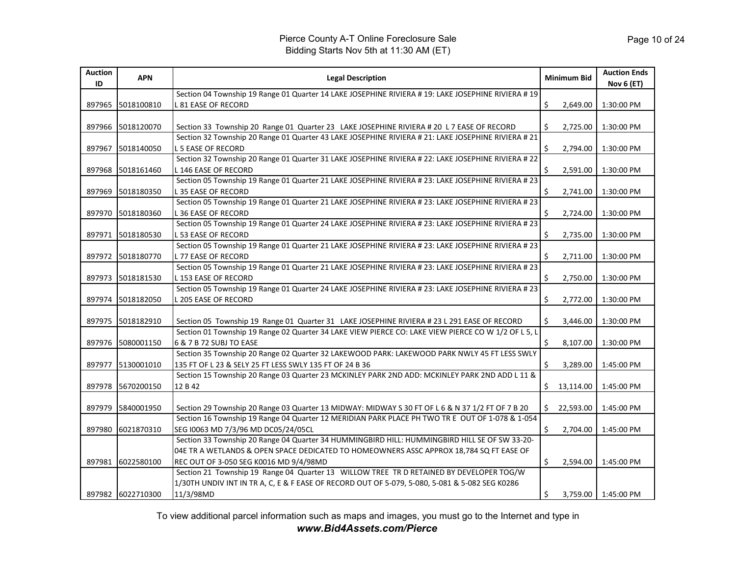# Pierce County A-T Online Foreclosure Sale
Bidding Starts Nov 5th at 11:30 AM (ET)

| Auction ID | APN | Legal Description | Minimum Bid | Auction Ends Nov 6 (ET) |
|---|---|---|---|---|
| 897965 | 5018100810 | Section 04 Township 19 Range 01 Quarter 14 LAKE JOSEPHINE RIVIERA # 19: LAKE JOSEPHINE RIVIERA # 19 L 81 EASE OF RECORD | $ 2,649.00 | 1:30:00 PM |
| 897966 | 5018120070 | Section 33 Township 20 Range 01 Quarter 23 LAKE JOSEPHINE RIVIERA # 20 L 7 EASE OF RECORD | $ 2,725.00 | 1:30:00 PM |
| 897967 | 5018140050 | Section 32 Township 20 Range 01 Quarter 43 LAKE JOSEPHINE RIVIERA # 21: LAKE JOSEPHINE RIVIERA # 21 L 5 EASE OF RECORD | $ 2,794.00 | 1:30:00 PM |
| 897968 | 5018161460 | Section 32 Township 20 Range 01 Quarter 31 LAKE JOSEPHINE RIVIERA # 22: LAKE JOSEPHINE RIVIERA # 22 L 146 EASE OF RECORD | $ 2,591.00 | 1:30:00 PM |
| 897969 | 5018180350 | Section 05 Township 19 Range 01 Quarter 21 LAKE JOSEPHINE RIVIERA # 23: LAKE JOSEPHINE RIVIERA # 23 L 35 EASE OF RECORD | $ 2,741.00 | 1:30:00 PM |
| 897970 | 5018180360 | Section 05 Township 19 Range 01 Quarter 21 LAKE JOSEPHINE RIVIERA # 23: LAKE JOSEPHINE RIVIERA # 23 L 36 EASE OF RECORD | $ 2,724.00 | 1:30:00 PM |
| 897971 | 5018180530 | Section 05 Township 19 Range 01 Quarter 24 LAKE JOSEPHINE RIVIERA # 23: LAKE JOSEPHINE RIVIERA # 23 L 53 EASE OF RECORD | $ 2,735.00 | 1:30:00 PM |
| 897972 | 5018180770 | Section 05 Township 19 Range 01 Quarter 21 LAKE JOSEPHINE RIVIERA # 23: LAKE JOSEPHINE RIVIERA # 23 L 77 EASE OF RECORD | $ 2,711.00 | 1:30:00 PM |
| 897973 | 5018181530 | Section 05 Township 19 Range 01 Quarter 21 LAKE JOSEPHINE RIVIERA # 23: LAKE JOSEPHINE RIVIERA # 23 L 153 EASE OF RECORD | $ 2,750.00 | 1:30:00 PM |
| 897974 | 5018182050 | Section 05 Township 19 Range 01 Quarter 24 LAKE JOSEPHINE RIVIERA # 23: LAKE JOSEPHINE RIVIERA # 23 L 205 EASE OF RECORD | $ 2,772.00 | 1:30:00 PM |
| 897975 | 5018182910 | Section 05 Township 19 Range 01 Quarter 31 LAKE JOSEPHINE RIVIERA # 23 L 291 EASE OF RECORD | $ 3,446.00 | 1:30:00 PM |
| 897976 | 5080001150 | Section 01 Township 19 Range 02 Quarter 34 LAKE VIEW PIERCE CO: LAKE VIEW PIERCE CO W 1/2 OF L 5, L 6 & 7 B 72 SUBJ TO EASE | $ 8,107.00 | 1:30:00 PM |
| 897977 | 5130001010 | Section 35 Township 20 Range 02 Quarter 32 LAKEWOOD PARK: LAKEWOOD PARK NWLY 45 FT LESS SWLY 135 FT OF L 23 & SELY 25 FT LESS SWLY 135 FT OF 24 B 36 | $ 3,289.00 | 1:45:00 PM |
| 897978 | 5670200150 | Section 15 Township 20 Range 03 Quarter 23 MCKINLEY PARK 2ND ADD: MCKINLEY PARK 2ND ADD L 11 & 12 B 42 | $ 13,114.00 | 1:45:00 PM |
| 897979 | 5840001950 | Section 29 Township 20 Range 03 Quarter 13 MIDWAY: MIDWAY S 30 FT OF L 6 & N 37 1/2 FT OF 7 B 20 | $ 22,593.00 | 1:45:00 PM |
| 897980 | 6021870310 | Section 16 Township 19 Range 04 Quarter 12 MERIDIAN PARK PLACE PH TWO TR E OUT OF 1-078 & 1-054 SEG I0063 MD 7/3/96 MD DC05/24/05CL | $ 2,704.00 | 1:45:00 PM |
| 897981 | 6022580100 | Section 33 Township 20 Range 04 Quarter 34 HUMMINGBIRD HILL: HUMMINGBIRD HILL SE OF SW 33-20-04E TR A WETLANDS & OPEN SPACE DEDICATED TO HOMEOWNERS ASSC APPROX 18,784 SQ FT EASE OF REC OUT OF 3-050 SEG K0016 MD 9/4/98MD | $ 2,594.00 | 1:45:00 PM |
| 897982 | 6022710300 | Section 21 Township 19 Range 04 Quarter 13 WILLOW TREE TR D RETAINED BY DEVELOPER TOG/W 1/30TH UNDIV INT IN TR A, C, E & F EASE OF RECORD OUT OF 5-079, 5-080, 5-081 & 5-082 SEG K0286 11/3/98MD | $ 3,759.00 | 1:45:00 PM |

To view additional parcel information such as maps and images, you must go to the Internet and type in ***www.Bid4Assets.com/Pierce***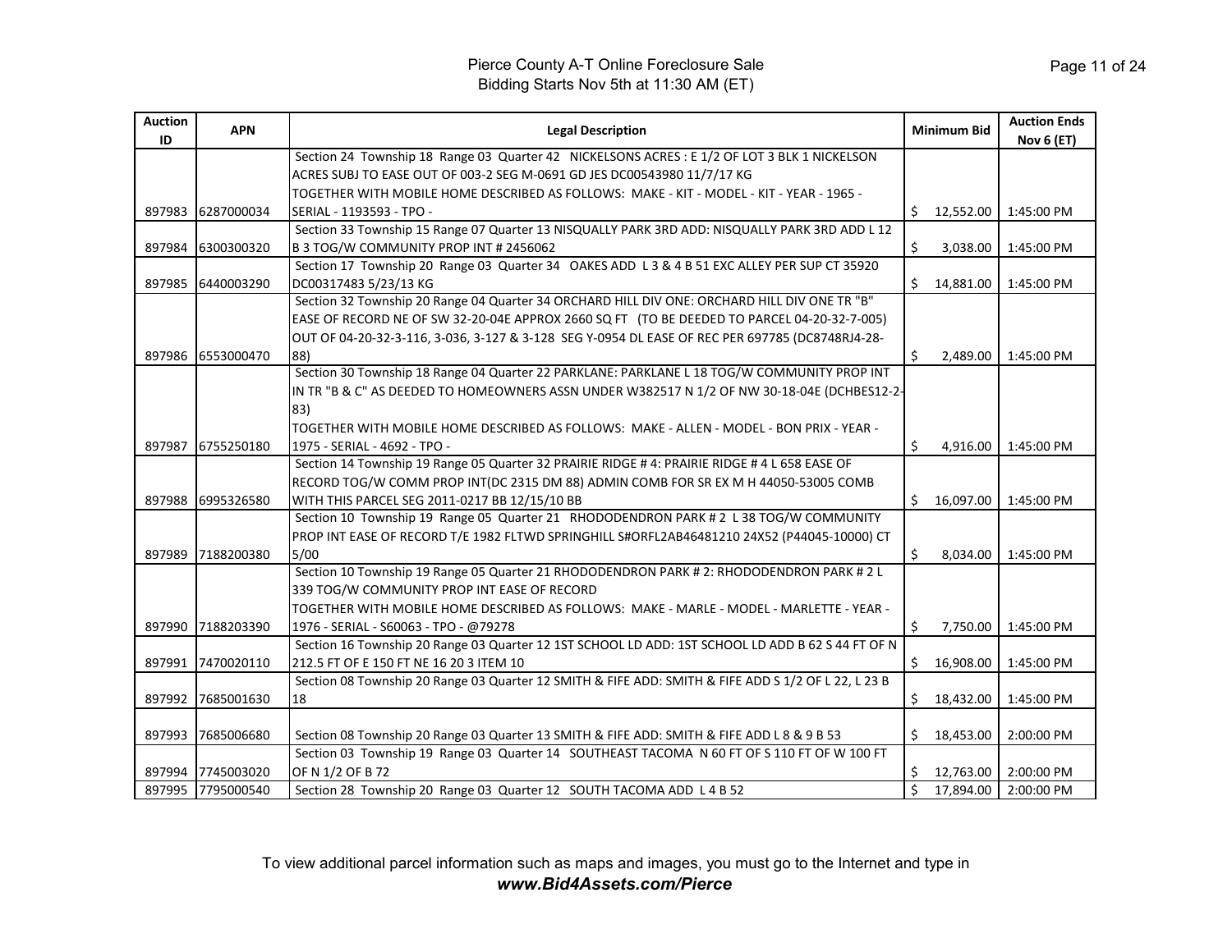# Pierce County A-T Online Foreclosure Sale
Bidding Starts Nov 5th at 11:30 AM (ET)

| Auction ID | APN | Legal Description | Minimum Bid | Auction Ends Nov 6 (ET) |
|---|---|---|---|---|
| 897983 | 6287000034 | Section 24 Township 18 Range 03 Quarter 42 NICKELSONS ACRES : E 1/2 OF LOT 3 BLK 1 NICKELSON ACRES SUBJ TO EASE OUT OF 003-2 SEG M-0691 GD JES DC00543980 11/7/17 KG TOGETHER WITH MOBILE HOME DESCRIBED AS FOLLOWS: MAKE - KIT - MODEL - KIT - YEAR - 1965 - SERIAL - 1193593 - TPO - | $ 12,552.00 | 1:45:00 PM |
| 897984 | 6300300320 | Section 33 Township 15 Range 07 Quarter 13 NISQUALLY PARK 3RD ADD: NISQUALLY PARK 3RD ADD L 12 B 3 TOG/W COMMUNITY PROP INT # 2456062 | $ 3,038.00 | 1:45:00 PM |
| 897985 | 6440003290 | Section 17 Township 20 Range 03 Quarter 34 OAKES ADD L 3 & 4 B 51 EXC ALLEY PER SUP CT 35920 DC00317483 5/23/13 KG | $ 14,881.00 | 1:45:00 PM |
| 897986 | 6553000470 | Section 32 Township 20 Range 04 Quarter 34 ORCHARD HILL DIV ONE: ORCHARD HILL DIV ONE TR "B" EASE OF RECORD NE OF SW 32-20-04E APPROX 2660 SQ FT (TO BE DEEDED TO PARCEL 04-20-32-7-005) OUT OF 04-20-32-3-116, 3-036, 3-127 & 3-128 SEG Y-0954 DL EASE OF REC PER 697785 (DC8748RJ4-28-88) | $ 2,489.00 | 1:45:00 PM |
| 897987 | 6755250180 | Section 30 Township 18 Range 04 Quarter 22 PARKLANE: PARKLANE L 18 TOG/W COMMUNITY PROP INT IN TR "B & C" AS DEEDED TO HOMEOWNERS ASSN UNDER W382517 N 1/2 OF NW 30-18-04E (DCHBES12-2-83) TOGETHER WITH MOBILE HOME DESCRIBED AS FOLLOWS: MAKE - ALLEN - MODEL - BON PRIX - YEAR - 1975 - SERIAL - 4692 - TPO - | $ 4,916.00 | 1:45:00 PM |
| 897988 | 6995326580 | Section 14 Township 19 Range 05 Quarter 32 PRAIRIE RIDGE # 4: PRAIRIE RIDGE # 4 L 658 EASE OF RECORD TOG/W COMM PROP INT(DC 2315 DM 88) ADMIN COMB FOR SR EX M H 44050-53005 COMB WITH THIS PARCEL SEG 2011-0217 BB 12/15/10 BB | $ 16,097.00 | 1:45:00 PM |
| 897989 | 7188200380 | Section 10 Township 19 Range 05 Quarter 21 RHODODENDRON PARK # 2 L 38 TOG/W COMMUNITY PROP INT EASE OF RECORD T/E 1982 FLTWD SPRINGHILL S#ORFL2AB46481210 24X52 (P44045-10000) CT 5/00 | $ 8,034.00 | 1:45:00 PM |
| 897990 | 7188203390 | Section 10 Township 19 Range 05 Quarter 21 RHODODENDRON PARK # 2: RHODODENDRON PARK # 2 L 339 TOG/W COMMUNITY PROP INT EASE OF RECORD TOGETHER WITH MOBILE HOME DESCRIBED AS FOLLOWS: MAKE - MARLE - MODEL - MARLETTE - YEAR - 1976 - SERIAL - S60063 - TPO - @79278 | $ 7,750.00 | 1:45:00 PM |
| 897991 | 7470020110 | Section 16 Township 20 Range 03 Quarter 12 1ST SCHOOL LD ADD: 1ST SCHOOL LD ADD B 62 S 44 FT OF N 212.5 FT OF E 150 FT NE 16 20 3 ITEM 10 | $ 16,908.00 | 1:45:00 PM |
| 897992 | 7685001630 | Section 08 Township 20 Range 03 Quarter 12 SMITH & FIFE ADD: SMITH & FIFE ADD S 1/2 OF L 22, L 23 B 18 | $ 18,432.00 | 1:45:00 PM |
| 897993 | 7685006680 | Section 08 Township 20 Range 03 Quarter 13 SMITH & FIFE ADD: SMITH & FIFE ADD L 8 & 9 B 53 | $ 18,453.00 | 2:00:00 PM |
| 897994 | 7745003020 | Section 03 Township 19 Range 03 Quarter 14 SOUTHEAST TACOMA N 60 FT OF S 110 FT OF W 100 FT OF N 1/2 OF B 72 | $ 12,763.00 | 2:00:00 PM |
| 897995 | 7795000540 | Section 28 Township 20 Range 03 Quarter 12 SOUTH TACOMA ADD L 4 B 52 | $ 17,894.00 | 2:00:00 PM |

To view additional parcel information such as maps and images, you must go to the Internet and type in ***www.Bid4Assets.com/Pierce***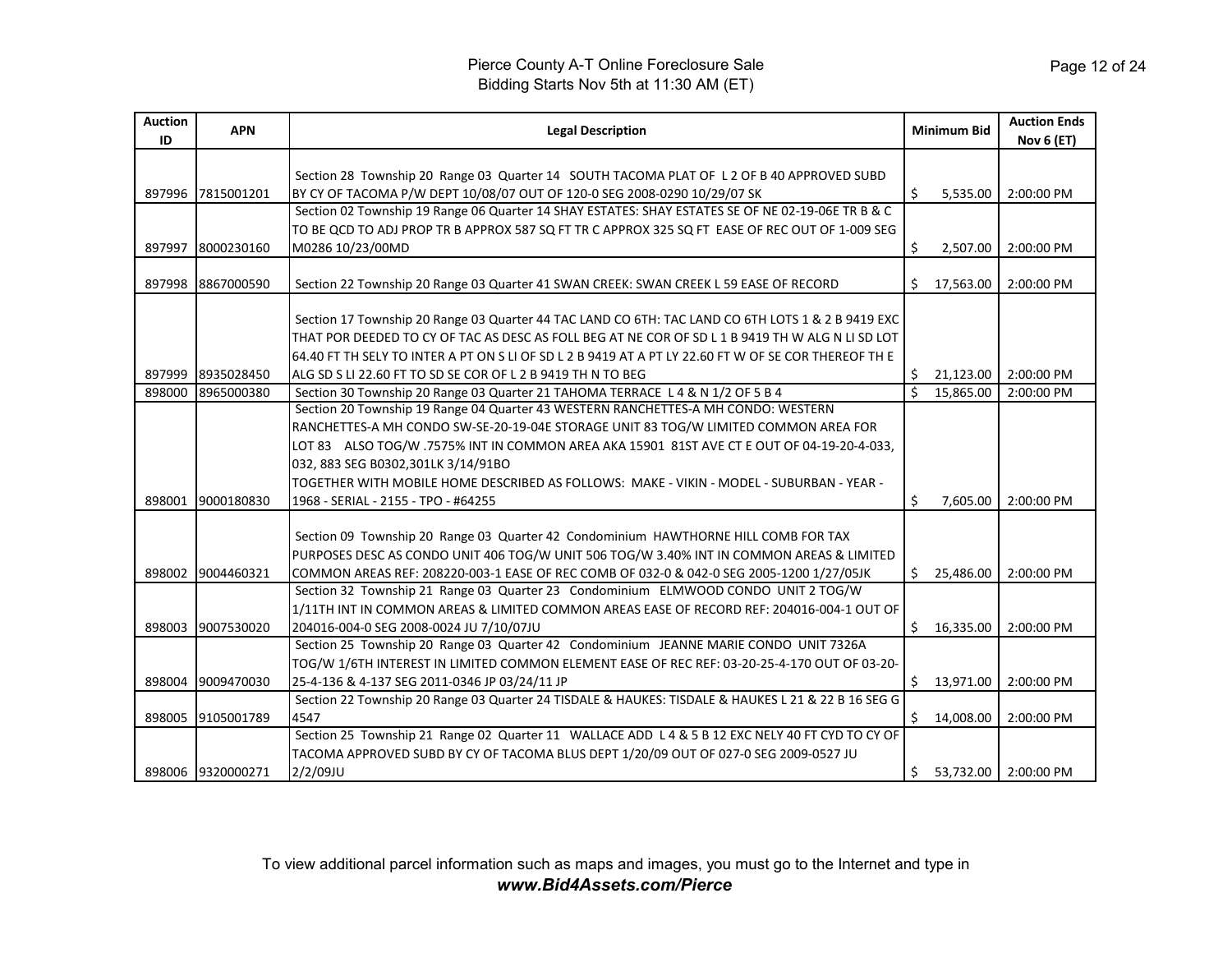# Pierce County A-T Online Foreclosure Sale

Bidding Starts Nov 5th at 11:30 AM (ET)

| Auction ID | APN | Legal Description | Minimum Bid | Auction Ends Nov 6 (ET) |
|---|---|---|---|---|
| 897996 | 7815001201 | Section 28 Township 20 Range 03 Quarter 14 SOUTH TACOMA PLAT OF L 2 OF B 40 APPROVED SUBD BY CY OF TACOMA P/W DEPT 10/08/07 OUT OF 120-0 SEG 2008-0290 10/29/07 SK | $ 5,535.00 | 2:00:00 PM |
| 897997 | 8000230160 | Section 02 Township 19 Range 06 Quarter 14 SHAY ESTATES: SHAY ESTATES SE OF NE 02-19-06E TR B & C TO BE QCD TO ADJ PROP TR B APPROX 587 SQ FT TR C APPROX 325 SQ FT EASE OF REC OUT OF 1-009 SEG M0286 10/23/00MD | $ 2,507.00 | 2:00:00 PM |
| 897998 | 8867000590 | Section 22 Township 20 Range 03 Quarter 41 SWAN CREEK: SWAN CREEK L 59 EASE OF RECORD | $ 17,563.00 | 2:00:00 PM |
| 897999 | 8935028450 | Section 17 Township 20 Range 03 Quarter 44 TAC LAND CO 6TH: TAC LAND CO 6TH LOTS 1 & 2 B 9419 EXC THAT POR DEEDED TO CY OF TAC AS DESC AS FOLL BEG AT NE COR OF SD L 1 B 9419 TH W ALG N LI SD LOT 64.40 FT TH SELY TO INTER A PT ON S LI OF SD L 2 B 9419 AT A PT LY 22.60 FT W OF SE COR THEREOF TH E ALG SD S LI 22.60 FT TO SD SE COR OF L 2 B 9419 TH N TO BEG | $ 21,123.00 | 2:00:00 PM |
| 898000 | 8965000380 | Section 30 Township 20 Range 03 Quarter 21 TAHOMA TERRACE L 4 & N 1/2 OF 5 B 4 | $ 15,865.00 | 2:00:00 PM |
| 898001 | 9000180830 | Section 20 Township 19 Range 04 Quarter 43 WESTERN RANCHETTES-A MH CONDO: WESTERN RANCHETTES-A MH CONDO SW-SE-20-19-04E STORAGE UNIT 83 TOG/W LIMITED COMMON AREA FOR LOT 83 ALSO TOG/W .7575% INT IN COMMON AREA AKA 15901 81ST AVE CT E OUT OF 04-19-20-4-033, 032, 883 SEG B0302,301LK 3/14/91BO TOGETHER WITH MOBILE HOME DESCRIBED AS FOLLOWS: MAKE - VIKIN - MODEL - SUBURBAN - YEAR - 1968 - SERIAL - 2155 - TPO - #64255 | $ 7,605.00 | 2:00:00 PM |
| 898002 | 9004460321 | Section 09 Township 20 Range 03 Quarter 42 Condominium HAWTHORNE HILL COMB FOR TAX PURPOSES DESC AS CONDO UNIT 406 TOG/W UNIT 506 TOG/W 3.40% INT IN COMMON AREAS & LIMITED COMMON AREAS REF: 208220-003-1 EASE OF REC COMB OF 032-0 & 042-0 SEG 2005-1200 1/27/05JK | $ 25,486.00 | 2:00:00 PM |
| 898003 | 9007530020 | Section 32 Township 21 Range 03 Quarter 23 Condominium ELMWOOD CONDO UNIT 2 TOG/W 1/11TH INT IN COMMON AREAS & LIMITED COMMON AREAS EASE OF RECORD REF: 204016-004-1 OUT OF 204016-004-0 SEG 2008-0024 JU 7/10/07JU | $ 16,335.00 | 2:00:00 PM |
| 898004 | 9009470030 | Section 25 Township 20 Range 03 Quarter 42 Condominium JEANNE MARIE CONDO UNIT 7326A TOG/W 1/6TH INTEREST IN LIMITED COMMON ELEMENT EASE OF REC REF: 03-20-25-4-170 OUT OF 03-20-25-4-136 & 4-137 SEG 2011-0346 JP 03/24/11 JP | $ 13,971.00 | 2:00:00 PM |
| 898005 | 9105001789 | Section 22 Township 20 Range 03 Quarter 24 TISDALE & HAUKES: TISDALE & HAUKES L 21 & 22 B 16 SEG G 4547 | $ 14,008.00 | 2:00:00 PM |
| 898006 | 9320000271 | Section 25 Township 21 Range 02 Quarter 11 WALLACE ADD L 4 & 5 B 12 EXC NELY 40 FT CYD TO CY OF TACOMA APPROVED SUBD BY CY OF TACOMA BLUS DEPT 1/20/09 OUT OF 027-0 SEG 2009-0527 JU 2/2/09JU | $ 53,732.00 | 2:00:00 PM |

To view additional parcel information such as maps and images, you must go to the Internet and type in ***www.Bid4Assets.com/Pierce***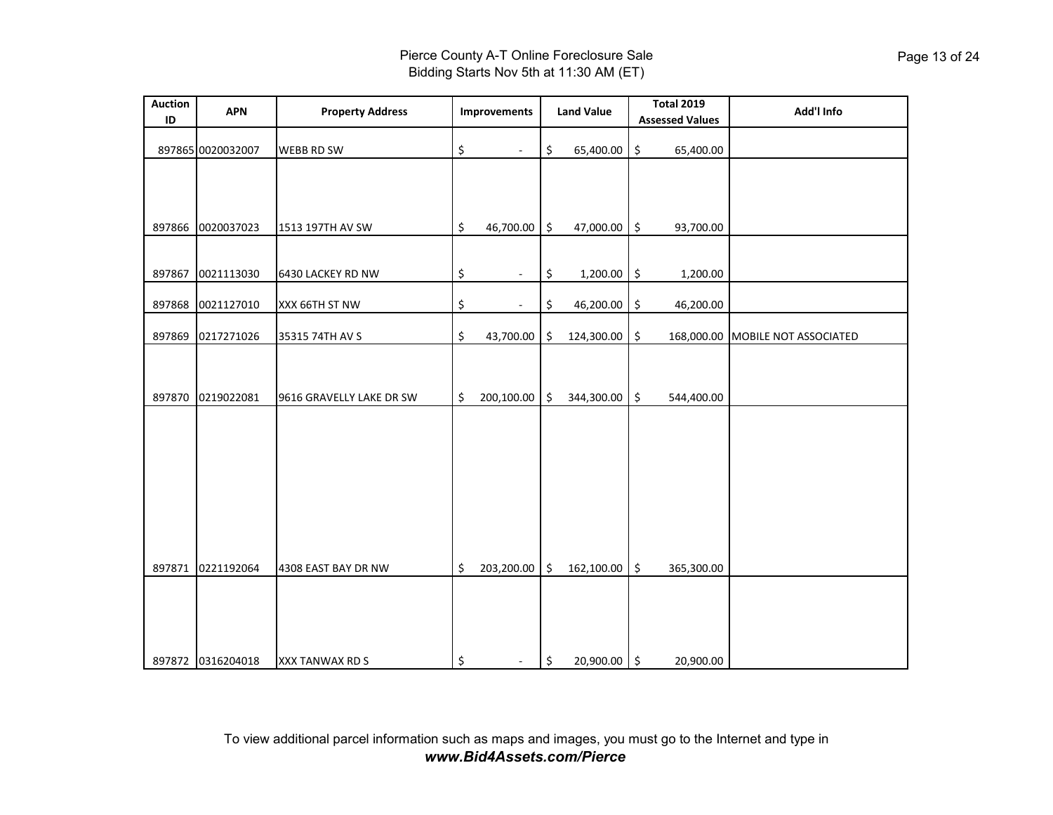# Pierce County A-T Online Foreclosure Sale

Bidding Starts Nov 5th at 11:30 AM (ET)

| Auction ID | APN | Property Address | Improvements | Land Value | Total 2019 Assessed Values | Add'l Info |
|---|---|---|---|---|---|---|
| 897865 | 0020032007 | WEBB RD SW | $ - | $ 65,400.00 | $ 65,400.00 | |
| 897866 | 0020037023 | 1513 197TH AV SW | $ 46,700.00 | $ 47,000.00 | $ 93,700.00 | |
| 897867 | 0021113030 | 6430 LACKEY RD NW | $ - | $ 1,200.00 | $ 1,200.00 | |
| 897868 | 0021127010 | XXX 66TH ST NW | $ - | $ 46,200.00 | $ 46,200.00 | |
| 897869 | 0217271026 | 35315 74TH AV S | $ 43,700.00 | $ 124,300.00 | $ 168,000.00 | MOBILE NOT ASSOCIATED |
| 897870 | 0219022081 | 9616 GRAVELLY LAKE DR SW | $ 200,100.00 | $ 344,300.00 | $ 544,400.00 | |
| 897871 | 0221192064 | 4308 EAST BAY DR NW | $ 203,200.00 | $ 162,100.00 | $ 365,300.00 | |
| 897872 | 0316204018 | XXX TANWAX RD S | $ - | $ 20,900.00 | $ 20,900.00 | |

To view additional parcel information such as maps and images, you must go to the Internet and type in ***www.Bid4Assets.com/Pierce***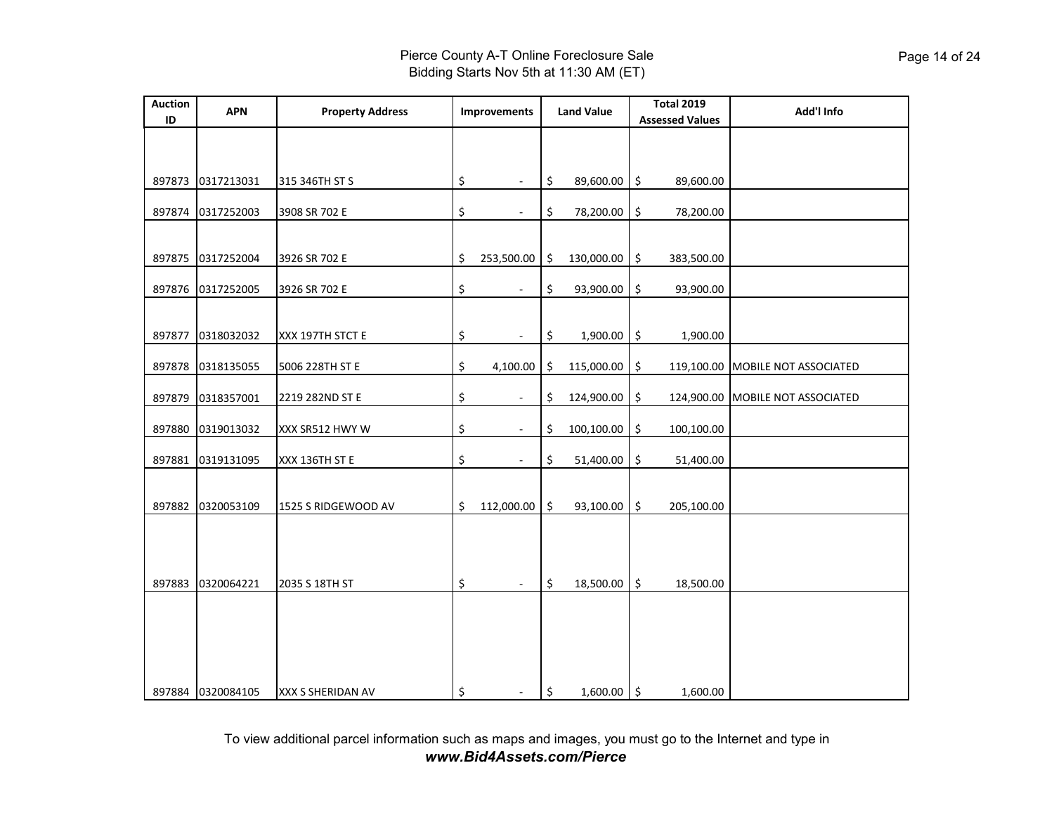Pierce County A-T Online Foreclosure Sale
Bidding Starts Nov 5th at 11:30 AM (ET)

| Auction ID | APN | Property Address | Improvements | Land Value | Total 2019 Assessed Values | Add'l Info |
|---|---|---|---|---|---|---|
| 897873 | 0317213031 | 315 346TH ST S | $ - | $ 89,600.00 | $ 89,600.00 | |
| 897874 | 0317252003 | 3908 SR 702 E | $ - | $ 78,200.00 | $ 78,200.00 | |
| 897875 | 0317252004 | 3926 SR 702 E | $ 253,500.00 | $ 130,000.00 | $ 383,500.00 | |
| 897876 | 0317252005 | 3926 SR 702 E | $ - | $ 93,900.00 | $ 93,900.00 | |
| 897877 | 0318032032 | XXX 197TH STCT E | $ - | $ 1,900.00 | $ 1,900.00 | |
| 897878 | 0318135055 | 5006 228TH ST E | $ 4,100.00 | $ 115,000.00 | $ 119,100.00 | MOBILE NOT ASSOCIATED |
| 897879 | 0318357001 | 2219 282ND ST E | $ - | $ 124,900.00 | $ 124,900.00 | MOBILE NOT ASSOCIATED |
| 897880 | 0319013032 | XXX SR512 HWY W | $ - | $ 100,100.00 | $ 100,100.00 | |
| 897881 | 0319131095 | XXX 136TH ST E | $ - | $ 51,400.00 | $ 51,400.00 | |
| 897882 | 0320053109 | 1525 S RIDGEWOOD AV | $ 112,000.00 | $ 93,100.00 | $ 205,100.00 | |
| 897883 | 0320064221 | 2035 S 18TH ST | $ - | $ 18,500.00 | $ 18,500.00 | |
| 897884 | 0320084105 | XXX S SHERIDAN AV | $ - | $ 1,600.00 | $ 1,600.00 | |

To view additional parcel information such as maps and images, you must go to the Internet and type in
***www.Bid4Assets.com/Pierce***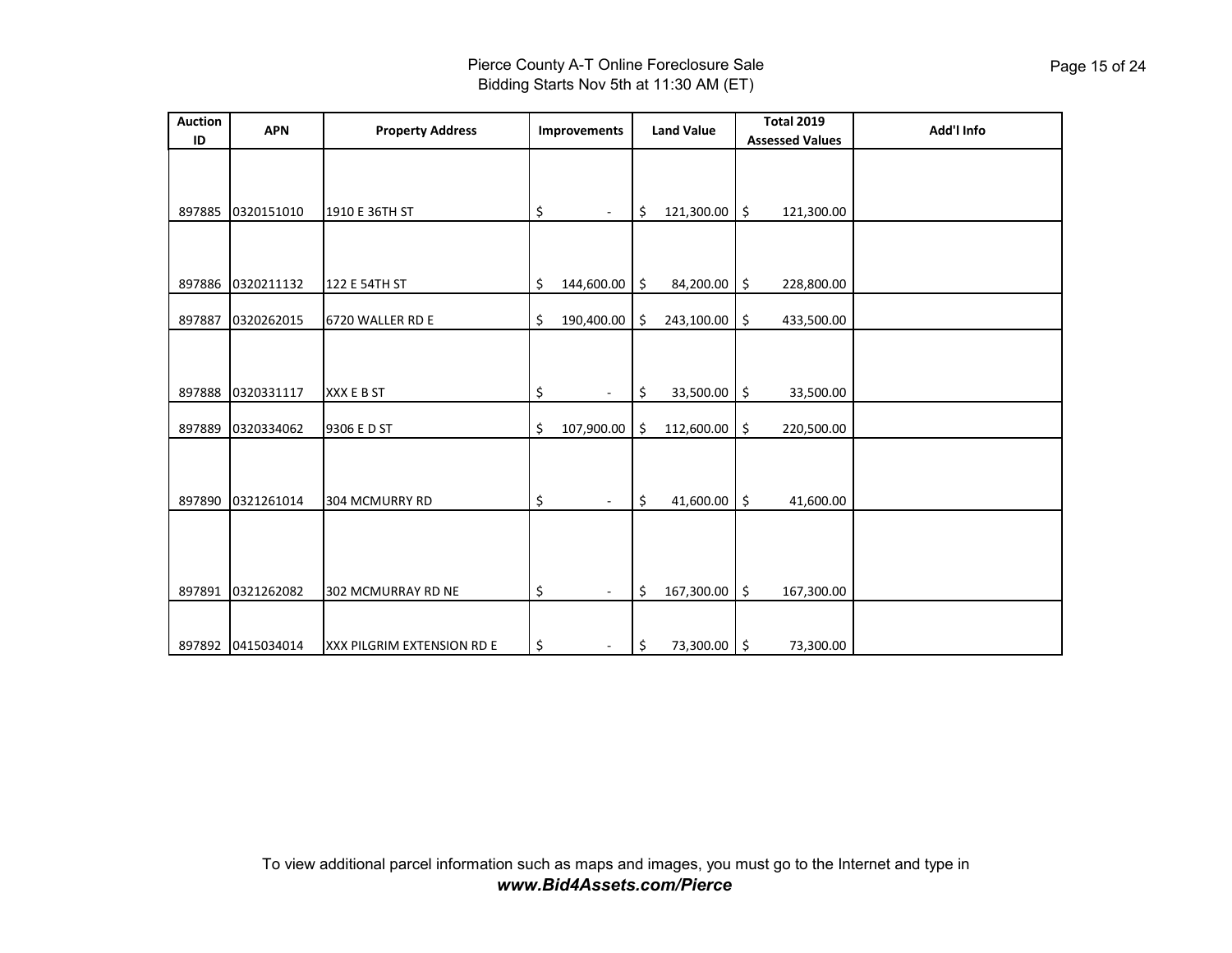Pierce County A-T Online Foreclosure Sale
Bidding Starts Nov 5th at 11:30 AM (ET)

| Auction ID | APN | Property Address | Improvements | Land Value | Total 2019 Assessed Values | Add'l Info |
|---|---|---|---|---|---|---|
| 897885 | 0320151010 | 1910 E 36TH ST | $ - | $ 121,300.00 | $ 121,300.00 | |
| 897886 | 0320211132 | 122 E 54TH ST | $ 144,600.00 | $ 84,200.00 | $ 228,800.00 | |
| 897887 | 0320262015 | 6720 WALLER RD E | $ 190,400.00 | $ 243,100.00 | $ 433,500.00 | |
| 897888 | 0320331117 | XXX E B ST | $ - | $ 33,500.00 | $ 33,500.00 | |
| 897889 | 0320334062 | 9306 E D ST | $ 107,900.00 | $ 112,600.00 | $ 220,500.00 | |
| 897890 | 0321261014 | 304 MCMURRY RD | $ - | $ 41,600.00 | $ 41,600.00 | |
| 897891 | 0321262082 | 302 MCMURRAY RD NE | $ - | $ 167,300.00 | $ 167,300.00 | |
| 897892 | 0415034014 | XXX PILGRIM EXTENSION RD E | $ - | $ 73,300.00 | $ 73,300.00 | |

To view additional parcel information such as maps and images, you must go to the Internet and type in
***www.Bid4Assets.com/Pierce***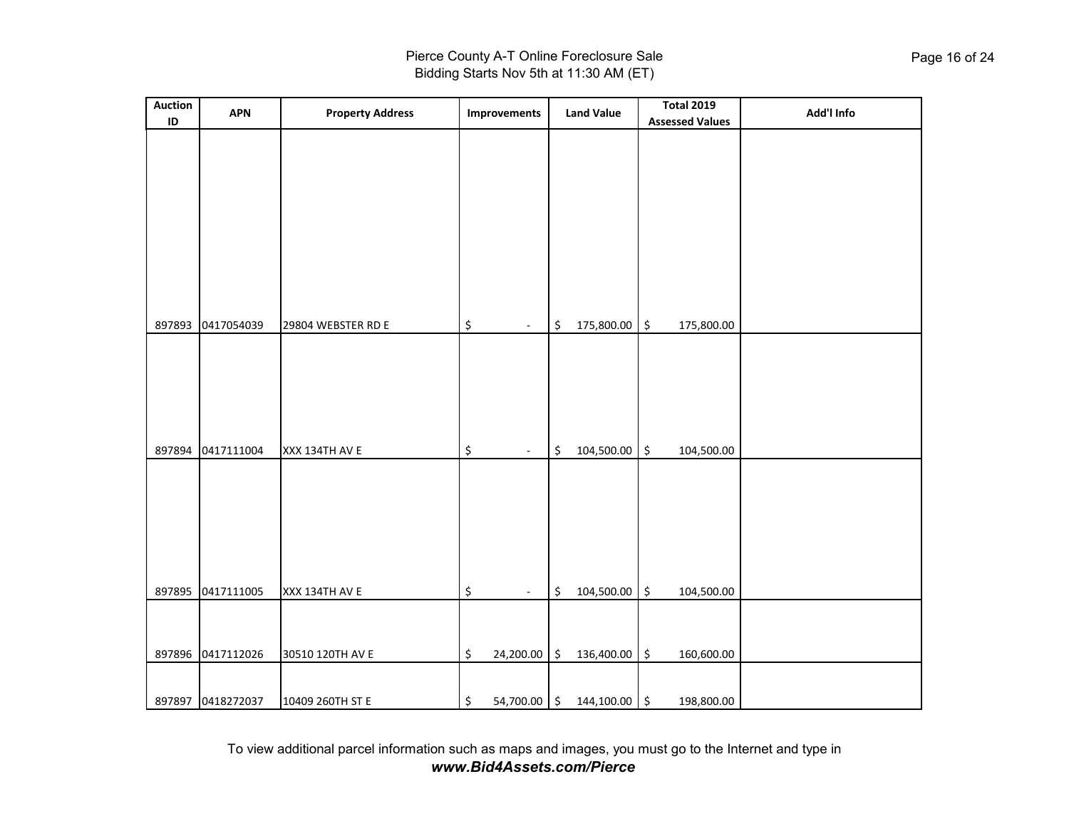| Auction ID | APN | Property Address | Improvements | Land Value | Total 2019 Assessed Values | Add'l Info |
|---|---|---|---|---|---|---|
| 897893 | 0417054039 | 29804 WEBSTER RD E | $ - | $ 175,800.00 | $ 175,800.00 | |
| 897894 | 0417111004 | XXX 134TH AV E | $ - | $ 104,500.00 | $ 104,500.00 | |
| 897895 | 0417111005 | XXX 134TH AV E | $ - | $ 104,500.00 | $ 104,500.00 | |
| 897896 | 0417112026 | 30510 120TH AV E | $ 24,200.00 | $ 136,400.00 | $ 160,600.00 | |
| 897897 | 0418272037 | 10409 260TH ST E | $ 54,700.00 | $ 144,100.00 | $ 198,800.00 | |

To view additional parcel information such as maps and images, you must go to the Internet and type in
***www.Bid4Assets.com/Pierce***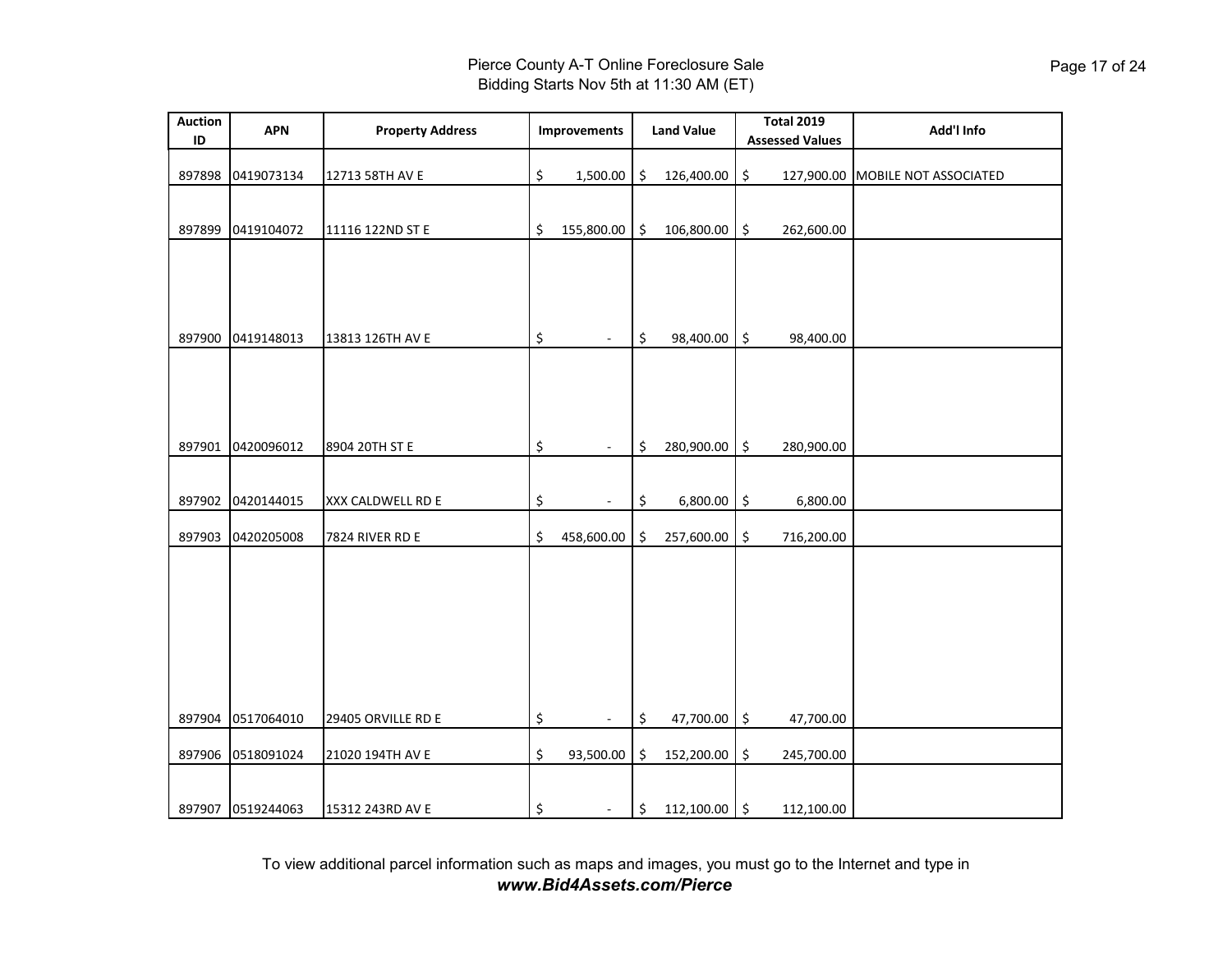Pierce County A-T Online Foreclosure Sale
Bidding Starts Nov 5th at 11:30 AM (ET)

| Auction ID | APN | Property Address | Improvements | Land Value | Total 2019 Assessed Values | Add'l Info |
|---|---|---|---|---|---|---|
| 897898 | 0419073134 | 12713 58TH AV E | $ 1,500.00 | $ 126,400.00 | $ 127,900.00 | MOBILE NOT ASSOCIATED |
| 897899 | 0419104072 | 11116 122ND ST E | $ 155,800.00 | $ 106,800.00 | $ 262,600.00 | |
| 897900 | 0419148013 | 13813 126TH AV E | $ - | $ 98,400.00 | $ 98,400.00 | |
| 897901 | 0420096012 | 8904 20TH ST E | $ - | $ 280,900.00 | $ 280,900.00 | |
| 897902 | 0420144015 | XXX CALDWELL RD E | $ - | $ 6,800.00 | $ 6,800.00 | |
| 897903 | 0420205008 | 7824 RIVER RD E | $ 458,600.00 | $ 257,600.00 | $ 716,200.00 | |
| 897904 | 0517064010 | 29405 ORVILLE RD E | $ - | $ 47,700.00 | $ 47,700.00 | |
| 897906 | 0518091024 | 21020 194TH AV E | $ 93,500.00 | $ 152,200.00 | $ 245,700.00 | |
| 897907 | 0519244063 | 15312 243RD AV E | $ - | $ 112,100.00 | $ 112,100.00 | |

To view additional parcel information such as maps and images, you must go to the Internet and type in
***www.Bid4Assets.com/Pierce***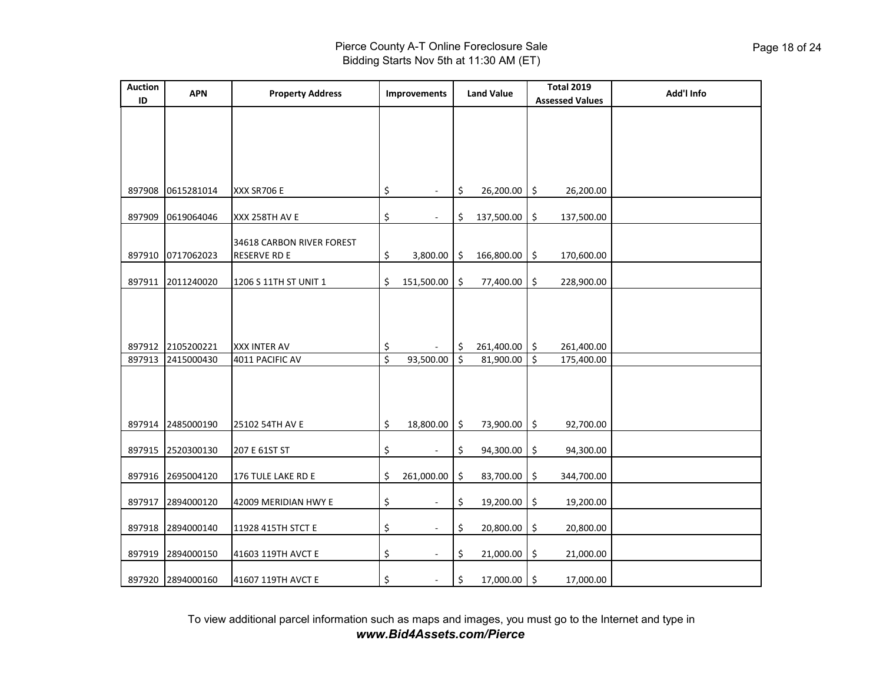Pierce County A-T Online Foreclosure Sale
Bidding Starts Nov 5th at 11:30 AM (ET)

| Auction ID | APN | Property Address | Improvements | Land Value | Total 2019 Assessed Values | Add'l Info |
|---|---|---|---|---|---|---|
| 897908 | 0615281014 | XXX SR706 E | $ - | $ 26,200.00 | $ 26,200.00 | |
| 897909 | 0619064046 | XXX 258TH AV E | $ - | $ 137,500.00 | $ 137,500.00 | |
| 897910 | 0717062023 | 34618 CARBON RIVER FOREST RESERVE RD E | $ 3,800.00 | $ 166,800.00 | $ 170,600.00 | |
| 897911 | 2011240020 | 1206 S 11TH ST UNIT 1 | $ 151,500.00 | $ 77,400.00 | $ 228,900.00 | |
| 897912 | 2105200221 | XXX INTER AV | $ - | $ 261,400.00 | $ 261,400.00 | |
| 897913 | 2415000430 | 4011 PACIFIC AV | $ 93,500.00 | $ 81,900.00 | $ 175,400.00 | |
| 897914 | 2485000190 | 25102 54TH AV E | $ 18,800.00 | $ 73,900.00 | $ 92,700.00 | |
| 897915 | 2520300130 | 207 E 61ST ST | $ - | $ 94,300.00 | $ 94,300.00 | |
| 897916 | 2695004120 | 176 TULE LAKE RD E | $ 261,000.00 | $ 83,700.00 | $ 344,700.00 | |
| 897917 | 2894000120 | 42009 MERIDIAN HWY E | $ - | $ 19,200.00 | $ 19,200.00 | |
| 897918 | 2894000140 | 11928 415TH STCT E | $ - | $ 20,800.00 | $ 20,800.00 | |
| 897919 | 2894000150 | 41603 119TH AVCT E | $ - | $ 21,000.00 | $ 21,000.00 | |
| 897920 | 2894000160 | 41607 119TH AVCT E | $ - | $ 17,000.00 | $ 17,000.00 | |

To view additional parcel information such as maps and images, you must go to the Internet and type in ***www.Bid4Assets.com/Pierce***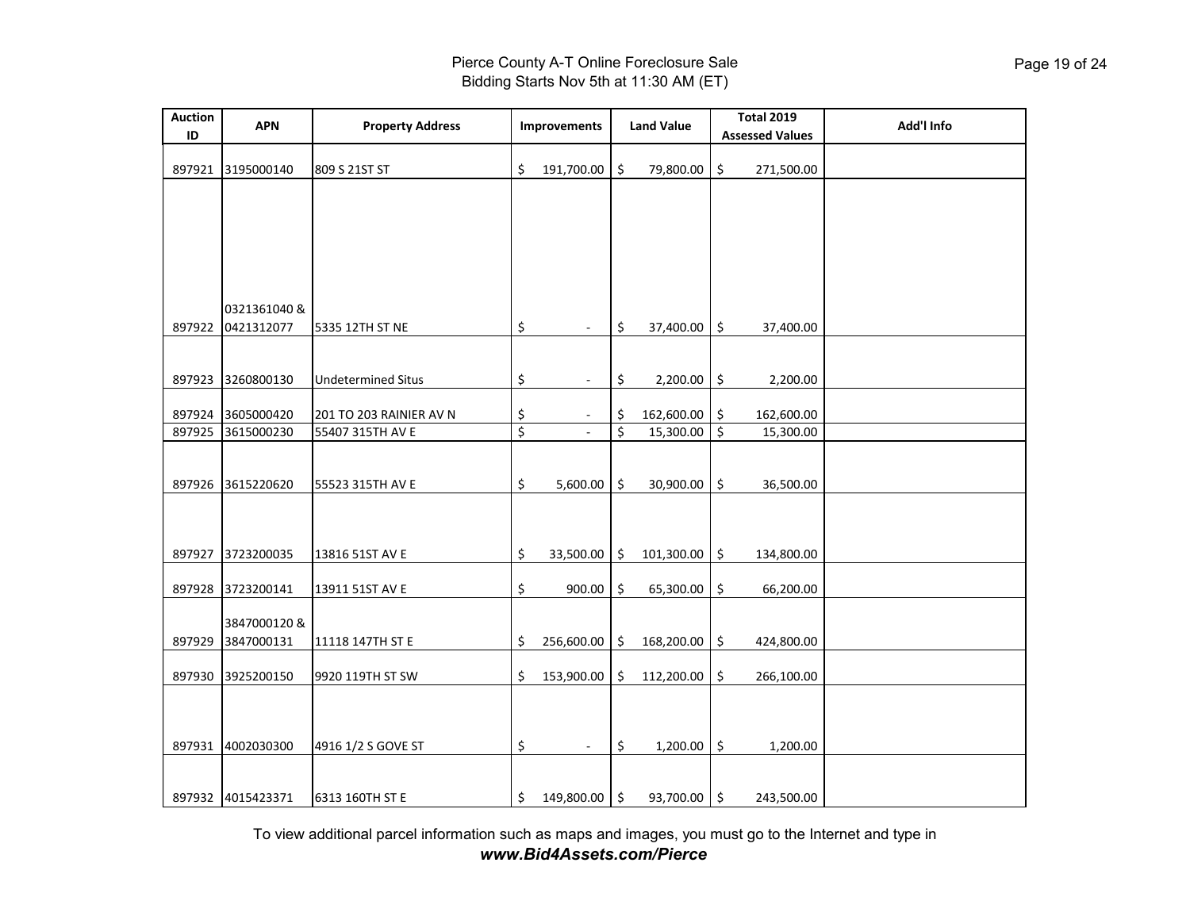# Pierce County A-T Online Foreclosure Sale
Bidding Starts Nov 5th at 11:30 AM (ET)

| Auction ID | APN | Property Address | Improvements | Land Value | Total 2019 Assessed Values | Add'l Info |
|---|---|---|---|---|---|---|
| 897921 | 3195000140 | 809 S 21ST ST | $ 191,700.00 | $ 79,800.00 | $ 271,500.00 | |
| 897922 | 0321361040 & 0421312077 | 5335 12TH ST NE | $ - | $ 37,400.00 | $ 37,400.00 | |
| 897923 | 3260800130 | Undetermined Situs | $ - | $ 2,200.00 | $ 2,200.00 | |
| 897924 | 3605000420 | 201 TO 203 RAINIER AV N | $ - | $ 162,600.00 | $ 162,600.00 | |
| 897925 | 3615000230 | 55407 315TH AV E | $ - | $ 15,300.00 | $ 15,300.00 | |
| 897926 | 3615220620 | 55523 315TH AV E | $ 5,600.00 | $ 30,900.00 | $ 36,500.00 | |
| 897927 | 3723200035 | 13816 51ST AV E | $ 33,500.00 | $ 101,300.00 | $ 134,800.00 | |
| 897928 | 3723200141 | 13911 51ST AV E | $ 900.00 | $ 65,300.00 | $ 66,200.00 | |
| 897929 | 3847000120 & 3847000131 | 11118 147TH ST E | $ 256,600.00 | $ 168,200.00 | $ 424,800.00 | |
| 897930 | 3925200150 | 9920 119TH ST SW | $ 153,900.00 | $ 112,200.00 | $ 266,100.00 | |
| 897931 | 4002030300 | 4916 1/2 S GOVE ST | $ - | $ 1,200.00 | $ 1,200.00 | |
| 897932 | 4015423371 | 6313 160TH ST E | $ 149,800.00 | $ 93,700.00 | $ 243,500.00 | |

To view additional parcel information such as maps and images, you must go to the Internet and type in
***www.Bid4Assets.com/Pierce***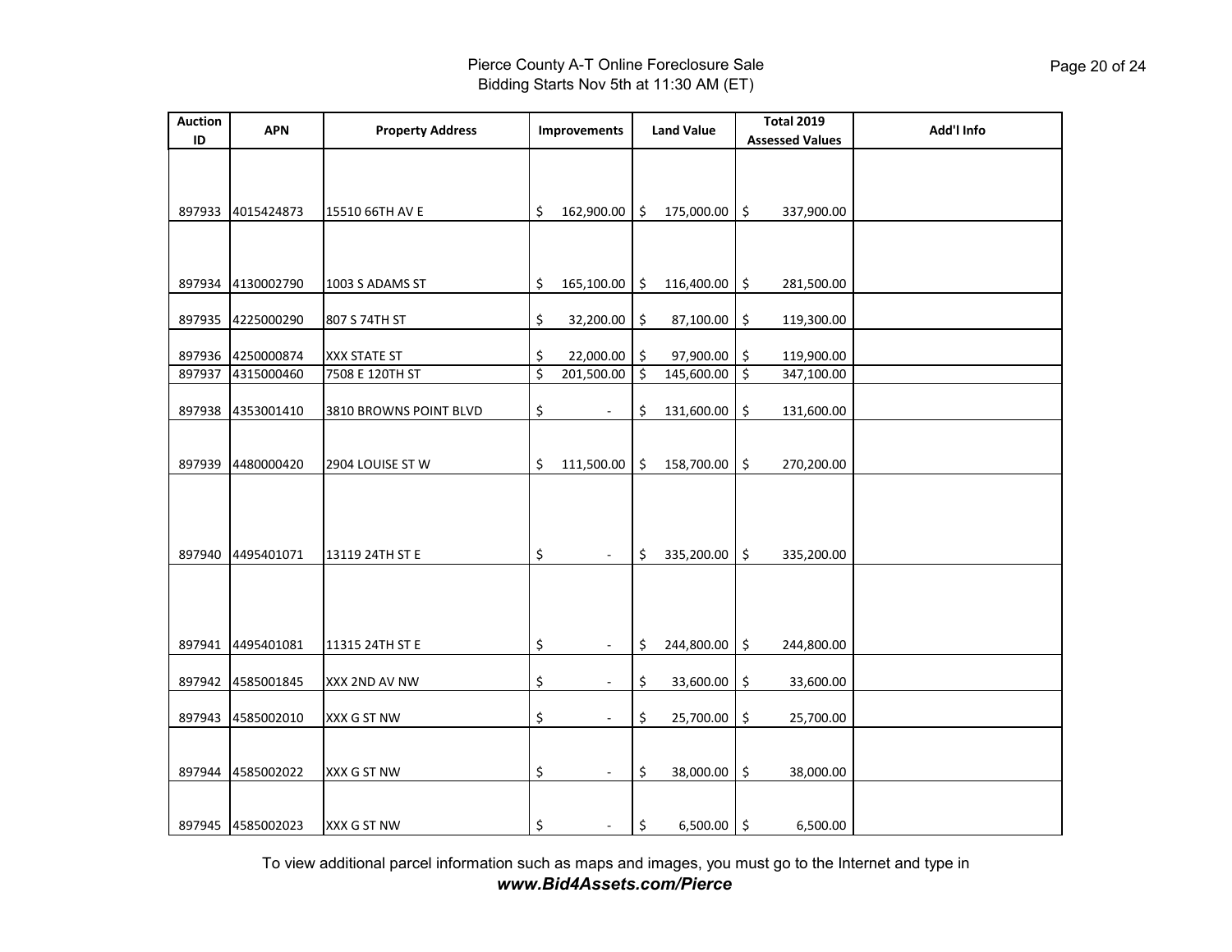# Pierce County A-T Online Foreclosure Sale

Bidding Starts Nov 5th at 11:30 AM (ET)

| Auction ID | APN | Property Address | Improvements | Land Value | Total 2019 Assessed Values | Add'l Info |
|---|---|---|---|---|---|---|
| 897933 | 4015424873 | 15510 66TH AV E | $ 162,900.00 | $ 175,000.00 | $ 337,900.00 | |
| 897934 | 4130002790 | 1003 S ADAMS ST | $ 165,100.00 | $ 116,400.00 | $ 281,500.00 | |
| 897935 | 4225000290 | 807 S 74TH ST | $ 32,200.00 | $ 87,100.00 | $ 119,300.00 | |
| 897936 | 4250000874 | XXX STATE ST | $ 22,000.00 | $ 97,900.00 | $ 119,900.00 | |
| 897937 | 4315000460 | 7508 E 120TH ST | $ 201,500.00 | $ 145,600.00 | $ 347,100.00 | |
| 897938 | 4353001410 | 3810 BROWNS POINT BLVD | $ - | $ 131,600.00 | $ 131,600.00 | |
| 897939 | 4480000420 | 2904 LOUISE ST W | $ 111,500.00 | $ 158,700.00 | $ 270,200.00 | |
| 897940 | 4495401071 | 13119 24TH ST E | $ - | $ 335,200.00 | $ 335,200.00 | |
| 897941 | 4495401081 | 11315 24TH ST E | $ - | $ 244,800.00 | $ 244,800.00 | |
| 897942 | 4585001845 | XXX 2ND AV NW | $ - | $ 33,600.00 | $ 33,600.00 | |
| 897943 | 4585002010 | XXX G ST NW | $ - | $ 25,700.00 | $ 25,700.00 | |
| 897944 | 4585002022 | XXX G ST NW | $ - | $ 38,000.00 | $ 38,000.00 | |
| 897945 | 4585002023 | XXX G ST NW | $ - | $ 6,500.00 | $ 6,500.00 | |

To view additional parcel information such as maps and images, you must go to the Internet and type in ***www.Bid4Assets.com/Pierce***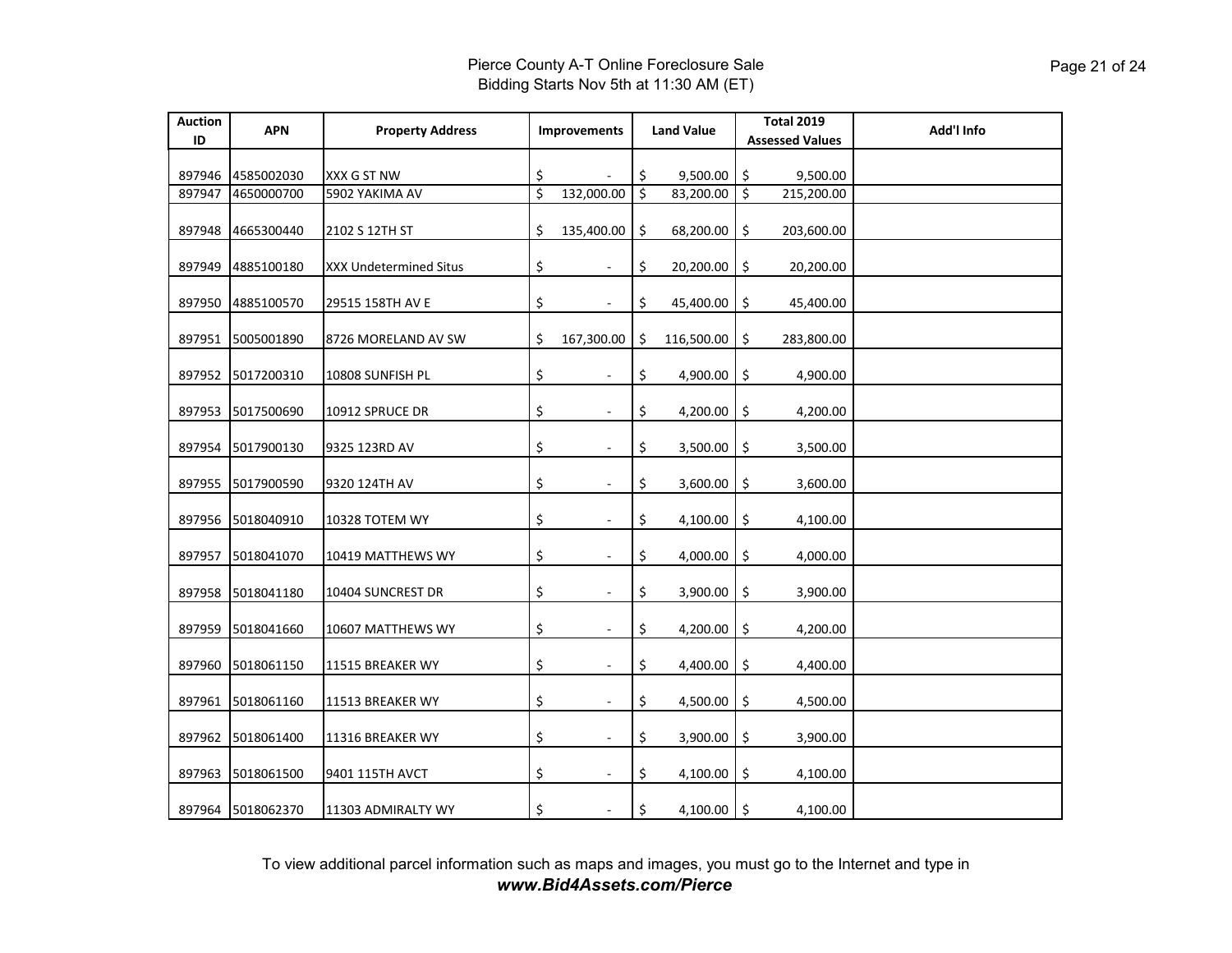Pierce County A-T Online Foreclosure Sale
Bidding Starts Nov 5th at 11:30 AM (ET)

| Auction ID | APN | Property Address | Improvements | Land Value | Total 2019 Assessed Values | Add'l Info |
|---|---|---|---|---|---|---|
| 897946 | 4585002030 | XXX G ST NW | $ - | $ 9,500.00 | $ 9,500.00 | |
| 897947 | 4650000700 | 5902 YAKIMA AV | $ 132,000.00 | $ 83,200.00 | $ 215,200.00 | |
| 897948 | 4665300440 | 2102 S 12TH ST | $ 135,400.00 | $ 68,200.00 | $ 203,600.00 | |
| 897949 | 4885100180 | XXX Undetermined Situs | $ - | $ 20,200.00 | $ 20,200.00 | |
| 897950 | 4885100570 | 29515 158TH AV E | $ - | $ 45,400.00 | $ 45,400.00 | |
| 897951 | 5005001890 | 8726 MORELAND AV SW | $ 167,300.00 | $ 116,500.00 | $ 283,800.00 | |
| 897952 | 5017200310 | 10808 SUNFISH PL | $ - | $ 4,900.00 | $ 4,900.00 | |
| 897953 | 5017500690 | 10912 SPRUCE DR | $ - | $ 4,200.00 | $ 4,200.00 | |
| 897954 | 5017900130 | 9325 123RD AV | $ - | $ 3,500.00 | $ 3,500.00 | |
| 897955 | 5017900590 | 9320 124TH AV | $ - | $ 3,600.00 | $ 3,600.00 | |
| 897956 | 5018040910 | 10328 TOTEM WY | $ - | $ 4,100.00 | $ 4,100.00 | |
| 897957 | 5018041070 | 10419 MATTHEWS WY | $ - | $ 4,000.00 | $ 4,000.00 | |
| 897958 | 5018041180 | 10404 SUNCREST DR | $ - | $ 3,900.00 | $ 3,900.00 | |
| 897959 | 5018041660 | 10607 MATTHEWS WY | $ - | $ 4,200.00 | $ 4,200.00 | |
| 897960 | 5018061150 | 11515 BREAKER WY | $ - | $ 4,400.00 | $ 4,400.00 | |
| 897961 | 5018061160 | 11513 BREAKER WY | $ - | $ 4,500.00 | $ 4,500.00 | |
| 897962 | 5018061400 | 11316 BREAKER WY | $ - | $ 3,900.00 | $ 3,900.00 | |
| 897963 | 5018061500 | 9401 115TH AVCT | $ - | $ 4,100.00 | $ 4,100.00 | |
| 897964 | 5018062370 | 11303 ADMIRALTY WY | $ - | $ 4,100.00 | $ 4,100.00 | |

To view additional parcel information such as maps and images, you must go to the Internet and type in
***www.Bid4Assets.com/Pierce***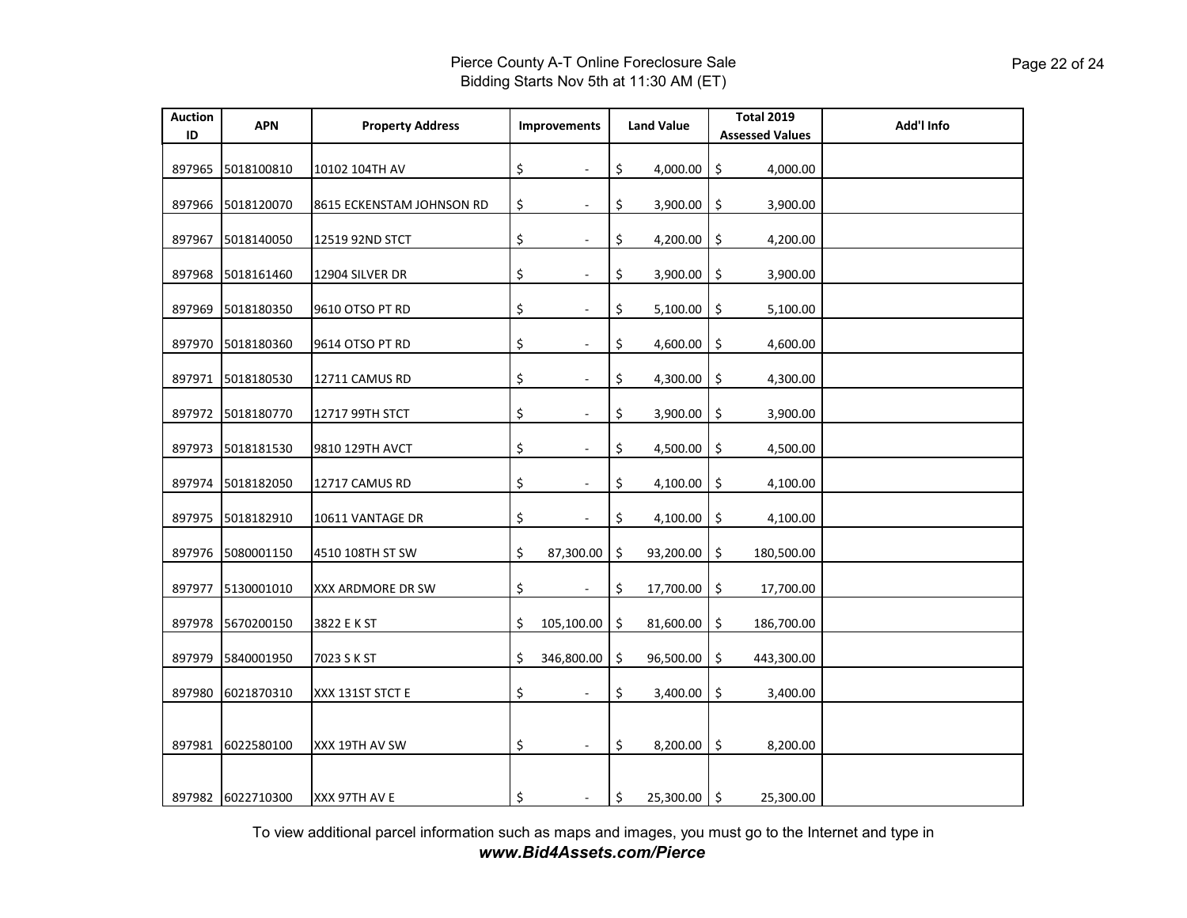Pierce County A-T Online Foreclosure Sale
Bidding Starts Nov 5th at 11:30 AM (ET)

| Auction ID | APN | Property Address | Improvements | Land Value | Total 2019 Assessed Values | Add'l Info |
|---|---|---|---|---|---|---|
| 897965 | 5018100810 | 10102 104TH AV | $ - | $ 4,000.00 | $ 4,000.00 | |
| 897966 | 5018120070 | 8615 ECKENSTAM JOHNSON RD | $ - | $ 3,900.00 | $ 3,900.00 | |
| 897967 | 5018140050 | 12519 92ND STCT | $ - | $ 4,200.00 | $ 4,200.00 | |
| 897968 | 5018161460 | 12904 SILVER DR | $ - | $ 3,900.00 | $ 3,900.00 | |
| 897969 | 5018180350 | 9610 OTSO PT RD | $ - | $ 5,100.00 | $ 5,100.00 | |
| 897970 | 5018180360 | 9614 OTSO PT RD | $ - | $ 4,600.00 | $ 4,600.00 | |
| 897971 | 5018180530 | 12711 CAMUS RD | $ - | $ 4,300.00 | $ 4,300.00 | |
| 897972 | 5018180770 | 12717 99TH STCT | $ - | $ 3,900.00 | $ 3,900.00 | |
| 897973 | 5018181530 | 9810 129TH AVCT | $ - | $ 4,500.00 | $ 4,500.00 | |
| 897974 | 5018182050 | 12717 CAMUS RD | $ - | $ 4,100.00 | $ 4,100.00 | |
| 897975 | 5018182910 | 10611 VANTAGE DR | $ - | $ 4,100.00 | $ 4,100.00 | |
| 897976 | 5080001150 | 4510 108TH ST SW | $ 87,300.00 | $ 93,200.00 | $ 180,500.00 | |
| 897977 | 5130001010 | XXX ARDMORE DR SW | $ - | $ 17,700.00 | $ 17,700.00 | |
| 897978 | 5670200150 | 3822 E K ST | $ 105,100.00 | $ 81,600.00 | $ 186,700.00 | |
| 897979 | 5840001950 | 7023 S K ST | $ 346,800.00 | $ 96,500.00 | $ 443,300.00 | |
| 897980 | 6021870310 | XXX 131ST STCT E | $ - | $ 3,400.00 | $ 3,400.00 | |
| 897981 | 6022580100 | XXX 19TH AV SW | $ - | $ 8,200.00 | $ 8,200.00 | |
| 897982 | 6022710300 | XXX 97TH AV E | $ - | $ 25,300.00 | $ 25,300.00 | |

To view additional parcel information such as maps and images, you must go to the Internet and type in
***www.Bid4Assets.com/Pierce***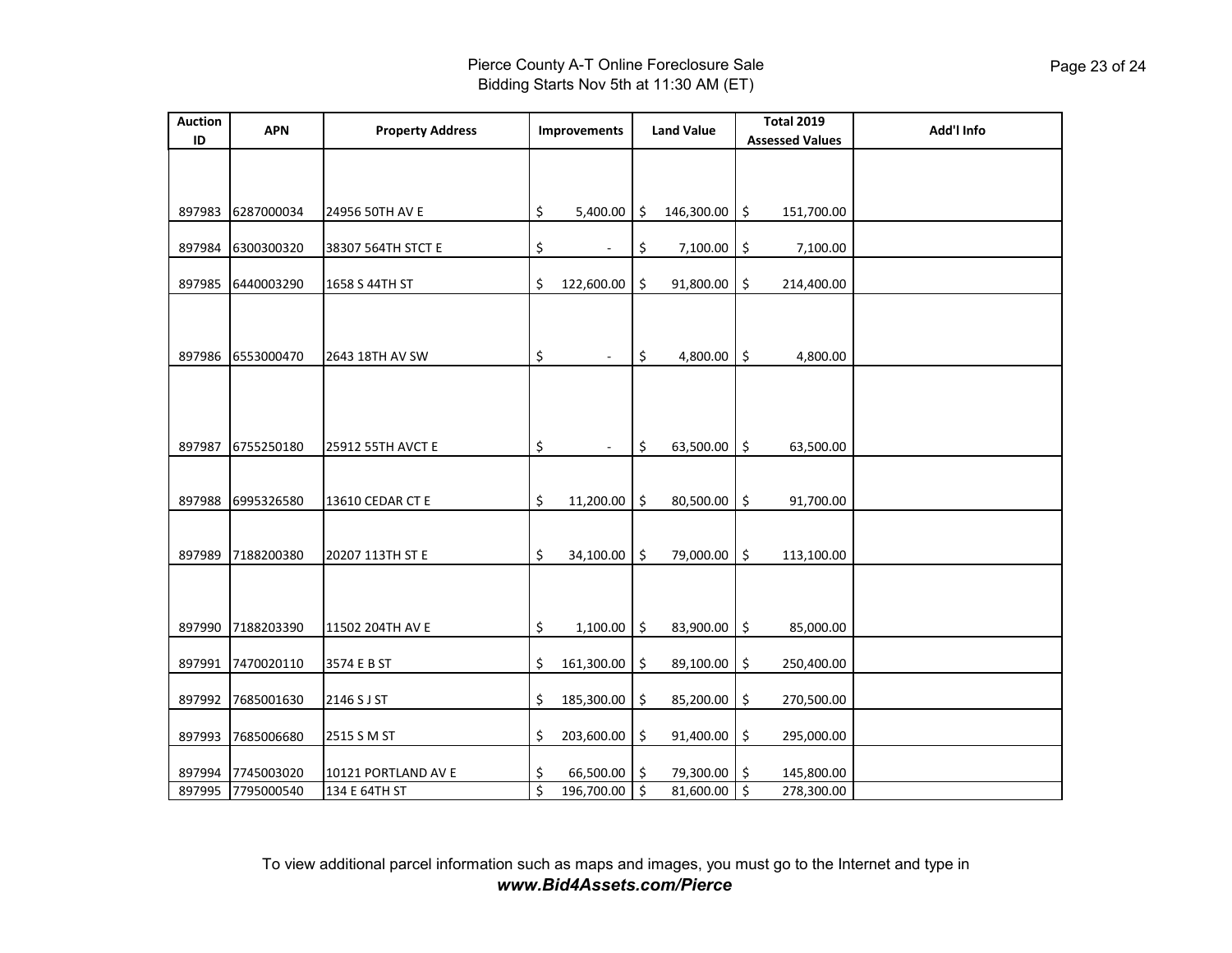Pierce County A-T Online Foreclosure Sale
Bidding Starts Nov 5th at 11:30 AM (ET)

| Auction ID | APN | Property Address | Improvements | Land Value | Total 2019 Assessed Values | Add'l Info |
|---|---|---|---|---|---|---|
| 897983 | 6287000034 | 24956 50TH AV E | $ 5,400.00 | $ 146,300.00 | $ 151,700.00 | |
| 897984 | 6300300320 | 38307 564TH STCT E | $ - | $ 7,100.00 | $ 7,100.00 | |
| 897985 | 6440003290 | 1658 S 44TH ST | $ 122,600.00 | $ 91,800.00 | $ 214,400.00 | |
| 897986 | 6553000470 | 2643 18TH AV SW | $ - | $ 4,800.00 | $ 4,800.00 | |
| 897987 | 6755250180 | 25912 55TH AVCT E | $ - | $ 63,500.00 | $ 63,500.00 | |
| 897988 | 6995326580 | 13610 CEDAR CT E | $ 11,200.00 | $ 80,500.00 | $ 91,700.00 | |
| 897989 | 7188200380 | 20207 113TH ST E | $ 34,100.00 | $ 79,000.00 | $ 113,100.00 | |
| 897990 | 7188203390 | 11502 204TH AV E | $ 1,100.00 | $ 83,900.00 | $ 85,000.00 | |
| 897991 | 7470020110 | 3574 E B ST | $ 161,300.00 | $ 89,100.00 | $ 250,400.00 | |
| 897992 | 7685001630 | 2146 S J ST | $ 185,300.00 | $ 85,200.00 | $ 270,500.00 | |
| 897993 | 7685006680 | 2515 S M ST | $ 203,600.00 | $ 91,400.00 | $ 295,000.00 | |
| 897994 | 7745003020 | 10121 PORTLAND AV E | $ 66,500.00 | $ 79,300.00 | $ 145,800.00 | |
| 897995 | 7795000540 | 134 E 64TH ST | $ 196,700.00 | $ 81,600.00 | $ 278,300.00 | |

To view additional parcel information such as maps and images, you must go to the Internet and type in ***www.Bid4Assets.com/Pierce***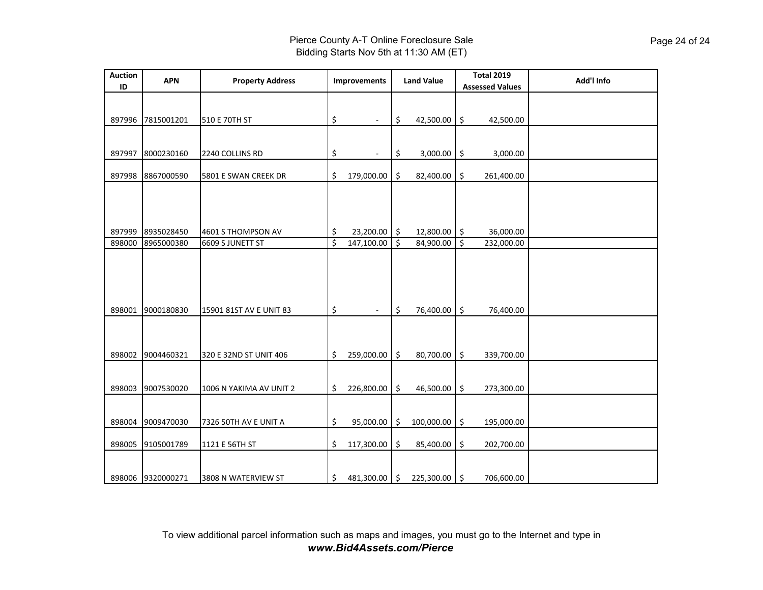Pierce County A-T Online Foreclosure Sale
Bidding Starts Nov 5th at 11:30 AM (ET)

| Auction ID | APN | Property Address | Improvements | Land Value | Total 2019 Assessed Values | Add'l Info |
|---|---|---|---|---|---|---|
| 897996 | 7815001201 | 510 E 70TH ST | $ - | $ 42,500.00 | $ 42,500.00 | |
| 897997 | 8000230160 | 2240 COLLINS RD | $ - | $ 3,000.00 | $ 3,000.00 | |
| 897998 | 8867000590 | 5801 E SWAN CREEK DR | $ 179,000.00 | $ 82,400.00 | $ 261,400.00 | |
| 897999 | 8935028450 | 4601 S THOMPSON AV | $ 23,200.00 | $ 12,800.00 | $ 36,000.00 | |
| 898000 | 8965000380 | 6609 S JUNETT ST | $ 147,100.00 | $ 84,900.00 | $ 232,000.00 | |
| 898001 | 9000180830 | 15901 81ST AV E UNIT 83 | $ - | $ 76,400.00 | $ 76,400.00 | |
| 898002 | 9004460321 | 320 E 32ND ST UNIT 406 | $ 259,000.00 | $ 80,700.00 | $ 339,700.00 | |
| 898003 | 9007530020 | 1006 N YAKIMA AV UNIT 2 | $ 226,800.00 | $ 46,500.00 | $ 273,300.00 | |
| 898004 | 9009470030 | 7326 50TH AV E UNIT A | $ 95,000.00 | $ 100,000.00 | $ 195,000.00 | |
| 898005 | 9105001789 | 1121 E 56TH ST | $ 117,300.00 | $ 85,400.00 | $ 202,700.00 | |
| 898006 | 9320000271 | 3808 N WATERVIEW ST | $ 481,300.00 | $ 225,300.00 | $ 706,600.00 | |

To view additional parcel information such as maps and images, you must go to the Internet and type in
***www.Bid4Assets.com/Pierce***